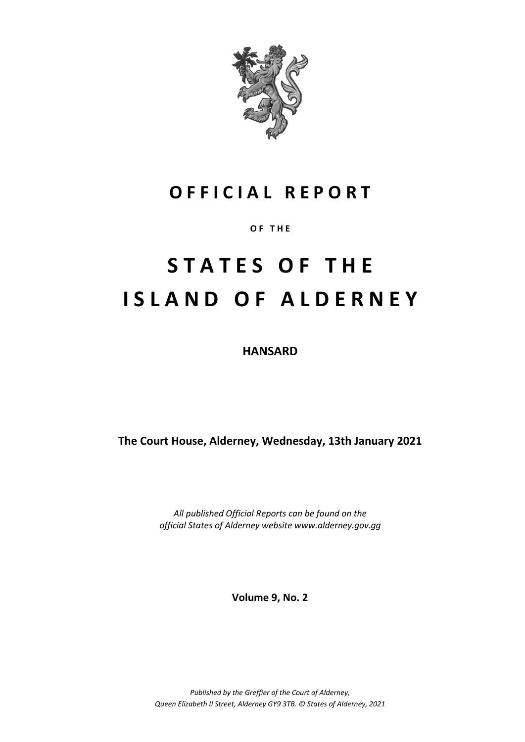# OFFICIAL REPORT

OF THE

# STATES OF THE ISLAND OF ALDERNEY

**HANSARD**

**The Court House, Alderney, Wednesday, 13th January 2021**

*All published Official Reports can be found on the official States of Alderney website www.alderney.gov.gg*

**Volume 9, No. 2**

*Published by the Greffier of the Court of Alderney, Queen Elizabeth II Street, Alderney GY9 3TB. © States of Alderney, 2021*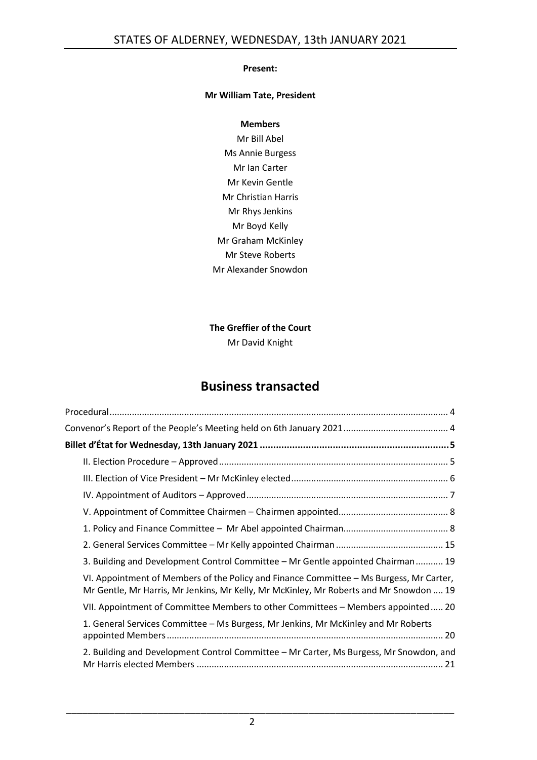**Present:**

**Mr William Tate, President**

**Members**

Mr Bill Abel
Ms Annie Burgess
Mr Ian Carter
Mr Kevin Gentle
Mr Christian Harris
Mr Rhys Jenkins
Mr Boyd Kelly
Mr Graham McKinley
Mr Steve Roberts
Mr Alexander Snowdon

**The Greffier of the Court**

Mr David Knight

# Business transacted

Procedural ..................................................................................................................... 4

Convenor's Report of the People's Meeting held on 6th January 2021 .......................................... 4

**Billet d'État for Wednesday, 13th January 2021 ...................................................................... 5**

II. Election Procedure – Approved ........................................................................................... 5

III. Election of Vice President – Mr McKinley elected ............................................................... 6

IV. Appointment of Auditors – Approved ................................................................................ 7

V. Appointment of Committee Chairmen – Chairmen appointed ............................................ 8

1. Policy and Finance Committee – Mr Abel appointed Chairman .......................................... 8

2. General Services Committee – Mr Kelly appointed Chairman ........................................... 15

3. Building and Development Control Committee – Mr Gentle appointed Chairman ........... 19

VI. Appointment of Members of the Policy and Finance Committee – Ms Burgess, Mr Carter, Mr Gentle, Mr Harris, Mr Jenkins, Mr Kelly, Mr McKinley, Mr Roberts and Mr Snowdon .... 19

VII. Appointment of Committee Members to other Committees – Members appointed ..... 20

1. General Services Committee – Ms Burgess, Mr Jenkins, Mr McKinley and Mr Roberts appointed Members ............................................................................................................. 20

2. Building and Development Control Committee – Mr Carter, Ms Burgess, Mr Snowdon, and Mr Harris elected Members ................................................................................................. 21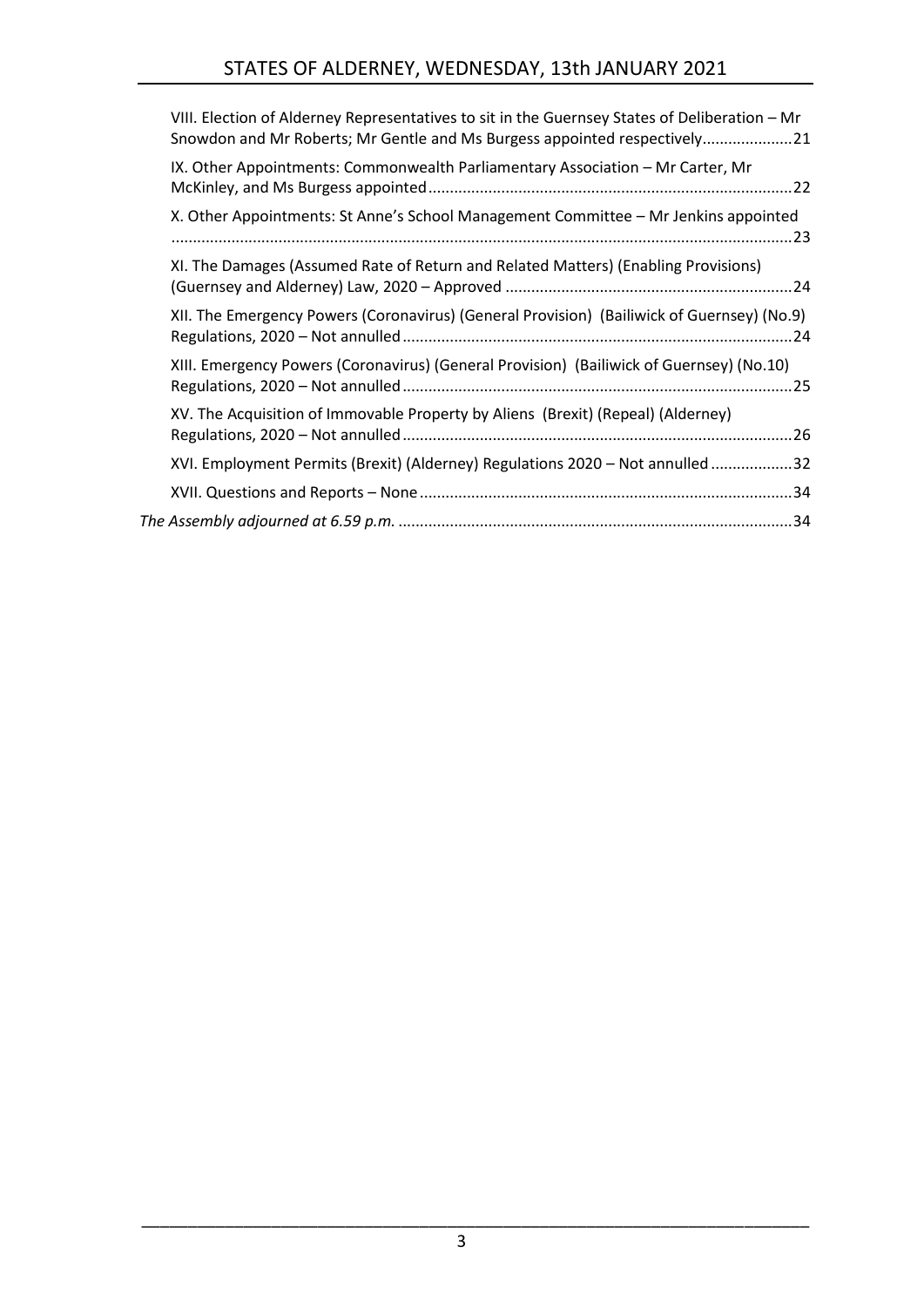VIII. Election of Alderney Representatives to sit in the Guernsey States of Deliberation – Mr Snowdon and Mr Roberts; Mr Gentle and Ms Burgess appointed respectively.....................21

IX. Other Appointments: Commonwealth Parliamentary Association – Mr Carter, Mr McKinley, and Ms Burgess appointed....................................................................................22

X. Other Appointments: St Anne's School Management Committee – Mr Jenkins appointed ...............................................................................................................................................23

XI. The Damages (Assumed Rate of Return and Related Matters) (Enabling Provisions) (Guernsey and Alderney) Law, 2020 – Approved ...................................................................24

XII. The Emergency Powers (Coronavirus) (General Provision) (Bailiwick of Guernsey) (No.9) Regulations, 2020 – Not annulled..........................................................................................24

XIII. Emergency Powers (Coronavirus) (General Provision) (Bailiwick of Guernsey) (No.10) Regulations, 2020 – Not annulled..........................................................................................25

XV. The Acquisition of Immovable Property by Aliens (Brexit) (Repeal) (Alderney) Regulations, 2020 – Not annulled..........................................................................................26

XVI. Employment Permits (Brexit) (Alderney) Regulations 2020 – Not annulled ...................32

XVII. Questions and Reports – None......................................................................................34

*The Assembly adjourned at 6.59 p.m.* ...........................................................................................34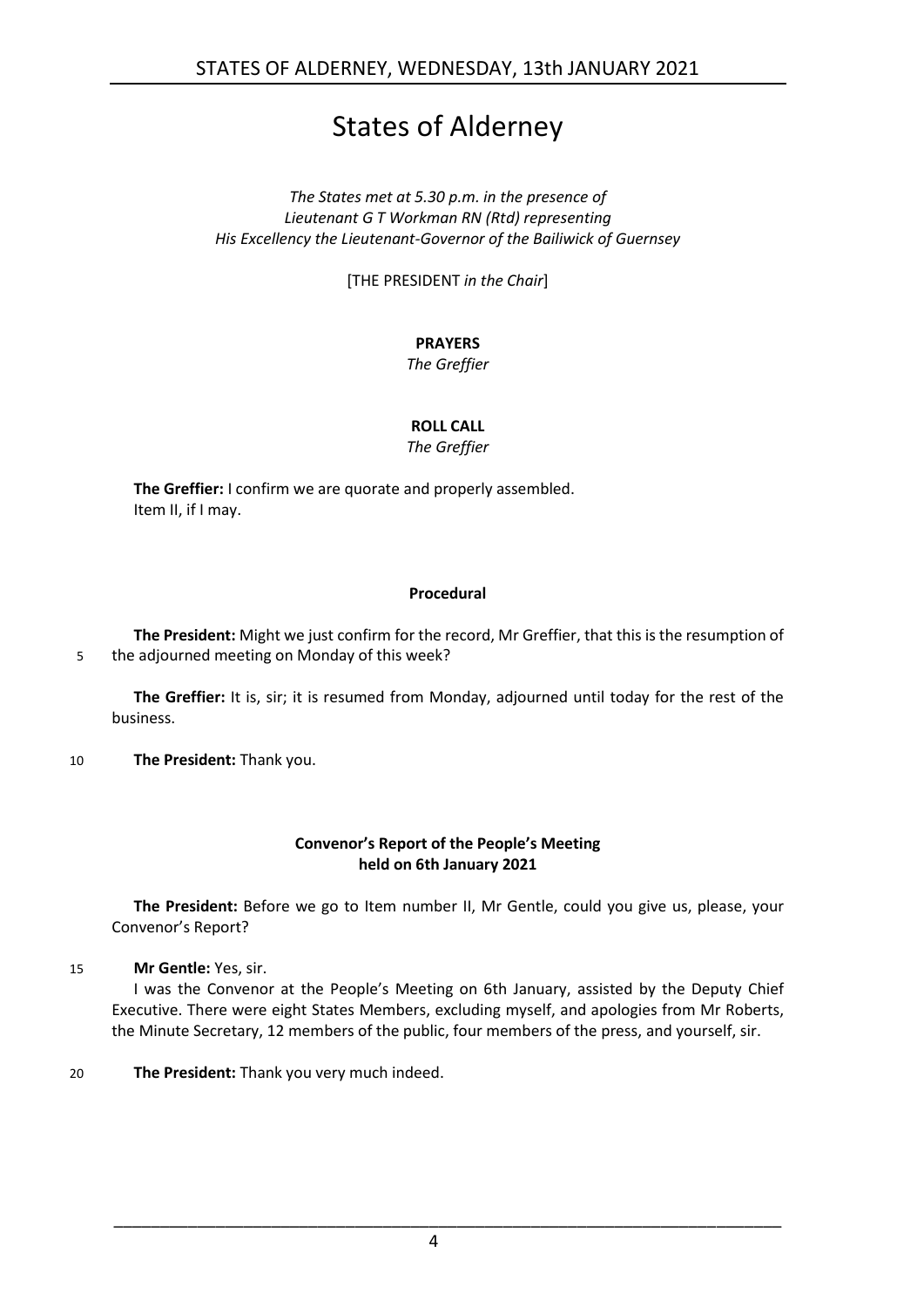# States of Alderney

*The States met at 5.30 p.m. in the presence of*
*Lieutenant G T Workman RN (Rtd) representing*
*His Excellency the Lieutenant-Governor of the Bailiwick of Guernsey*

[THE PRESIDENT *in the Chair*]

**PRAYERS**

*The Greffier*

**ROLL CALL**

*The Greffier*

**The Greffier:** I confirm we are quorate and properly assembled.
Item II, if I may.

**Procedural**

**The President:** Might we just confirm for the record, Mr Greffier, that this is the resumption of the adjourned meeting on Monday of this week?

**The Greffier:** It is, sir; it is resumed from Monday, adjourned until today for the rest of the business.

**The President:** Thank you.

**Convenor's Report of the People's Meeting held on 6th January 2021**

**The President:** Before we go to Item number II, Mr Gentle, could you give us, please, your Convenor's Report?

**Mr Gentle:** Yes, sir.

I was the Convenor at the People's Meeting on 6th January, assisted by the Deputy Chief Executive. There were eight States Members, excluding myself, and apologies from Mr Roberts, the Minute Secretary, 12 members of the public, four members of the press, and yourself, sir.

**The President:** Thank you very much indeed.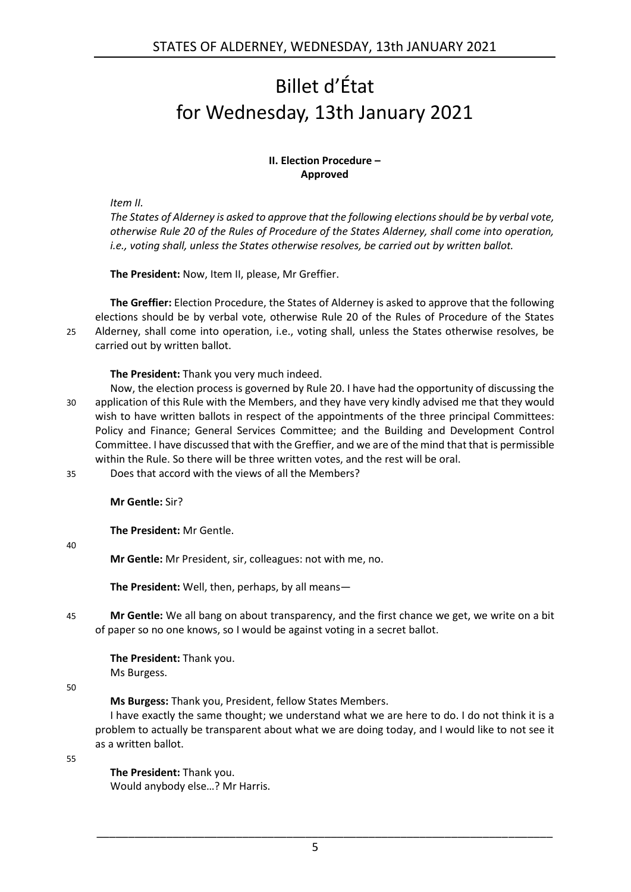# Billet d'État for Wednesday, 13th January 2021

**II. Election Procedure – Approved**

*Item II.*

*The States of Alderney is asked to approve that the following elections should be by verbal vote, otherwise Rule 20 of the Rules of Procedure of the States Alderney, shall come into operation, i.e., voting shall, unless the States otherwise resolves, be carried out by written ballot.*

**The President:** Now, Item II, please, Mr Greffier.

**The Greffier:** Election Procedure, the States of Alderney is asked to approve that the following elections should be by verbal vote, otherwise Rule 20 of the Rules of Procedure of the States Alderney, shall come into operation, i.e., voting shall, unless the States otherwise resolves, be carried out by written ballot.

**The President:** Thank you very much indeed.

Now, the election process is governed by Rule 20. I have had the opportunity of discussing the application of this Rule with the Members, and they have very kindly advised me that they would wish to have written ballots in respect of the appointments of the three principal Committees: Policy and Finance; General Services Committee; and the Building and Development Control Committee. I have discussed that with the Greffier, and we are of the mind that that is permissible within the Rule. So there will be three written votes, and the rest will be oral.

Does that accord with the views of all the Members?

**Mr Gentle:** Sir?

**The President:** Mr Gentle.

**Mr Gentle:** Mr President, sir, colleagues: not with me, no.

**The President:** Well, then, perhaps, by all means—

**Mr Gentle:** We all bang on about transparency, and the first chance we get, we write on a bit of paper so no one knows, so I would be against voting in a secret ballot.

**The President:** Thank you.
Ms Burgess.

**Ms Burgess:** Thank you, President, fellow States Members.

I have exactly the same thought; we understand what we are here to do. I do not think it is a problem to actually be transparent about what we are doing today, and I would like to not see it as a written ballot.

**The President:** Thank you.
Would anybody else…? Mr Harris.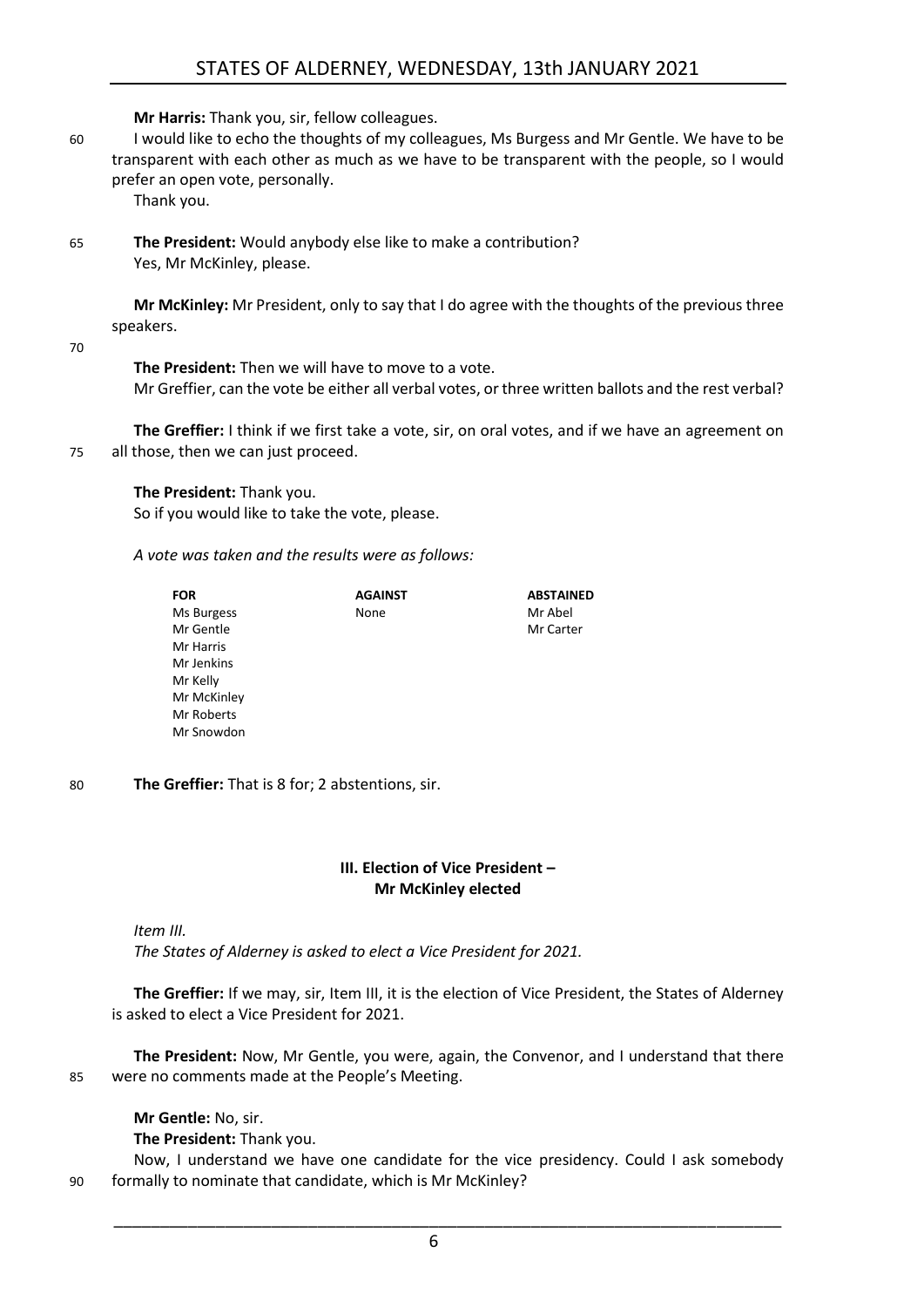**Mr Harris:** Thank you, sir, fellow colleagues.

60 I would like to echo the thoughts of my colleagues, Ms Burgess and Mr Gentle. We have to be transparent with each other as much as we have to be transparent with the people, so I would prefer an open vote, personally.

Thank you.

65 **The President:** Would anybody else like to make a contribution?

Yes, Mr McKinley, please.

**Mr McKinley:** Mr President, only to say that I do agree with the thoughts of the previous three speakers.

70

**The President:** Then we will have to move to a vote.

Mr Greffier, can the vote be either all verbal votes, or three written ballots and the rest verbal?

**The Greffier:** I think if we first take a vote, sir, on oral votes, and if we have an agreement on 75 all those, then we can just proceed.

**The President:** Thank you.

So if you would like to take the vote, please.

*A vote was taken and the results were as follows:*

| FOR | AGAINST | ABSTAINED |
|---|---|---|
| Ms Burgess | None | Mr Abel |
| Mr Gentle | | Mr Carter |
| Mr Harris | | |
| Mr Jenkins | | |
| Mr Kelly | | |
| Mr McKinley | | |
| Mr Roberts | | |
| Mr Snowdon | | |

80 **The Greffier:** That is 8 for; 2 abstentions, sir.

## III. Election of Vice President – Mr McKinley elected

*Item III.*

*The States of Alderney is asked to elect a Vice President for 2021.*

**The Greffier:** If we may, sir, Item III, it is the election of Vice President, the States of Alderney is asked to elect a Vice President for 2021.

**The President:** Now, Mr Gentle, you were, again, the Convenor, and I understand that there 85 were no comments made at the People's Meeting.

**Mr Gentle:** No, sir.

**The President:** Thank you.

Now, I understand we have one candidate for the vice presidency. Could I ask somebody 90 formally to nominate that candidate, which is Mr McKinley?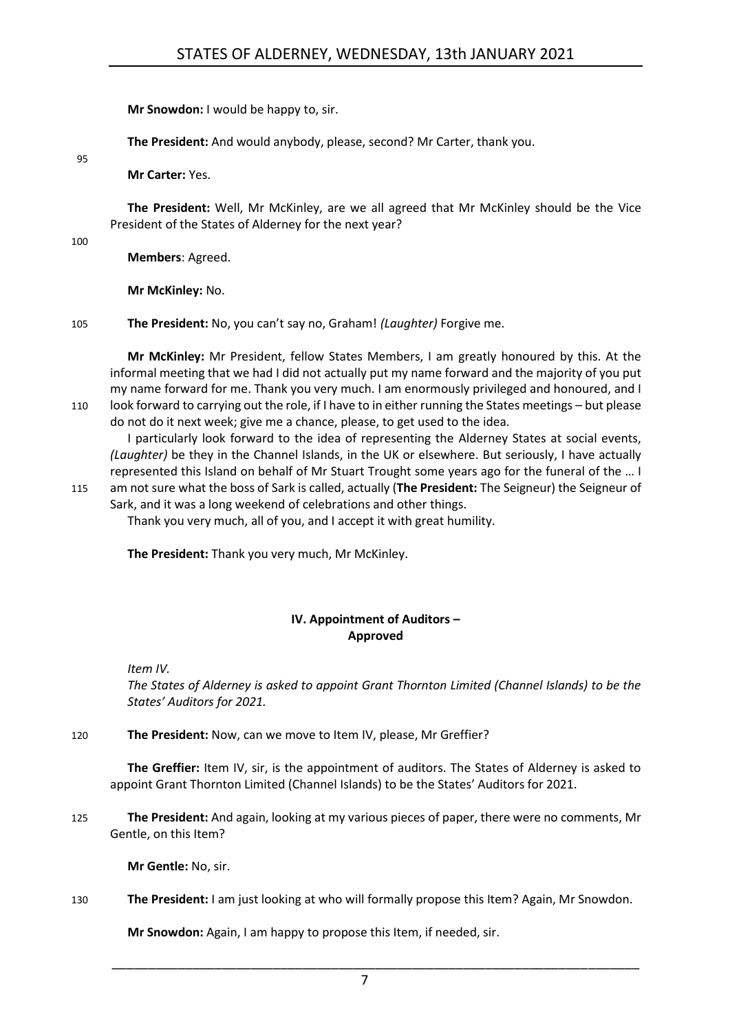**Mr Snowdon:** I would be happy to, sir.

**The President:** And would anybody, please, second? Mr Carter, thank you.

**Mr Carter:** Yes.

**The President:** Well, Mr McKinley, are we all agreed that Mr McKinley should be the Vice President of the States of Alderney for the next year?

**Members**: Agreed.

**Mr McKinley:** No.

**The President:** No, you can't say no, Graham! *(Laughter)* Forgive me.

**Mr McKinley:** Mr President, fellow States Members, I am greatly honoured by this. At the informal meeting that we had I did not actually put my name forward and the majority of you put my name forward for me. Thank you very much. I am enormously privileged and honoured, and I look forward to carrying out the role, if I have to in either running the States meetings – but please do not do it next week; give me a chance, please, to get used to the idea.

I particularly look forward to the idea of representing the Alderney States at social events, *(Laughter)* be they in the Channel Islands, in the UK or elsewhere. But seriously, I have actually represented this Island on behalf of Mr Stuart Trought some years ago for the funeral of the … I am not sure what the boss of Sark is called, actually (**The President:** The Seigneur) the Seigneur of Sark, and it was a long weekend of celebrations and other things.

Thank you very much, all of you, and I accept it with great humility.

**The President:** Thank you very much, Mr McKinley.

## IV. Appointment of Auditors – Approved

*Item IV.*

*The States of Alderney is asked to appoint Grant Thornton Limited (Channel Islands) to be the States' Auditors for 2021.*

**The President:** Now, can we move to Item IV, please, Mr Greffier?

**The Greffier:** Item IV, sir, is the appointment of auditors. The States of Alderney is asked to appoint Grant Thornton Limited (Channel Islands) to be the States' Auditors for 2021.

**The President:** And again, looking at my various pieces of paper, there were no comments, Mr Gentle, on this Item?

**Mr Gentle:** No, sir.

**The President:** I am just looking at who will formally propose this Item? Again, Mr Snowdon.

**Mr Snowdon:** Again, I am happy to propose this Item, if needed, sir.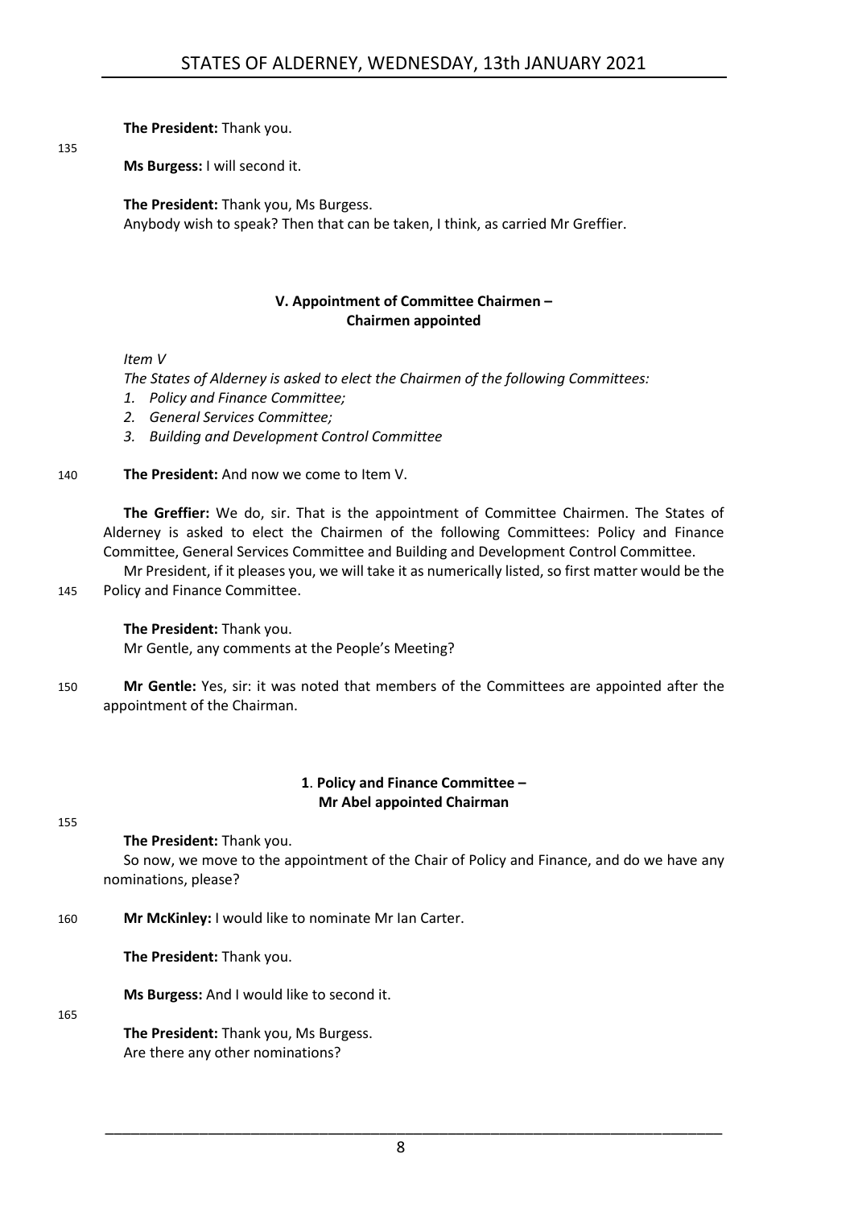**The President:** Thank you.

**Ms Burgess:** I will second it.

**The President:** Thank you, Ms Burgess.
Anybody wish to speak? Then that can be taken, I think, as carried Mr Greffier.

## V. Appointment of Committee Chairmen – Chairmen appointed

*Item V*

*The States of Alderney is asked to elect the Chairmen of the following Committees:*

1. *Policy and Finance Committee;*
2. *General Services Committee;*
3. *Building and Development Control Committee*

**The President:** And now we come to Item V.

**The Greffier:** We do, sir. That is the appointment of Committee Chairmen. The States of Alderney is asked to elect the Chairmen of the following Committees: Policy and Finance Committee, General Services Committee and Building and Development Control Committee.
Mr President, if it pleases you, we will take it as numerically listed, so first matter would be the Policy and Finance Committee.

**The President:** Thank you.
Mr Gentle, any comments at the People's Meeting?

**Mr Gentle:** Yes, sir: it was noted that members of the Committees are appointed after the appointment of the Chairman.

### 1. Policy and Finance Committee – Mr Abel appointed Chairman

**The President:** Thank you.
So now, we move to the appointment of the Chair of Policy and Finance, and do we have any nominations, please?

**Mr McKinley:** I would like to nominate Mr Ian Carter.

**The President:** Thank you.

**Ms Burgess:** And I would like to second it.

**The President:** Thank you, Ms Burgess.
Are there any other nominations?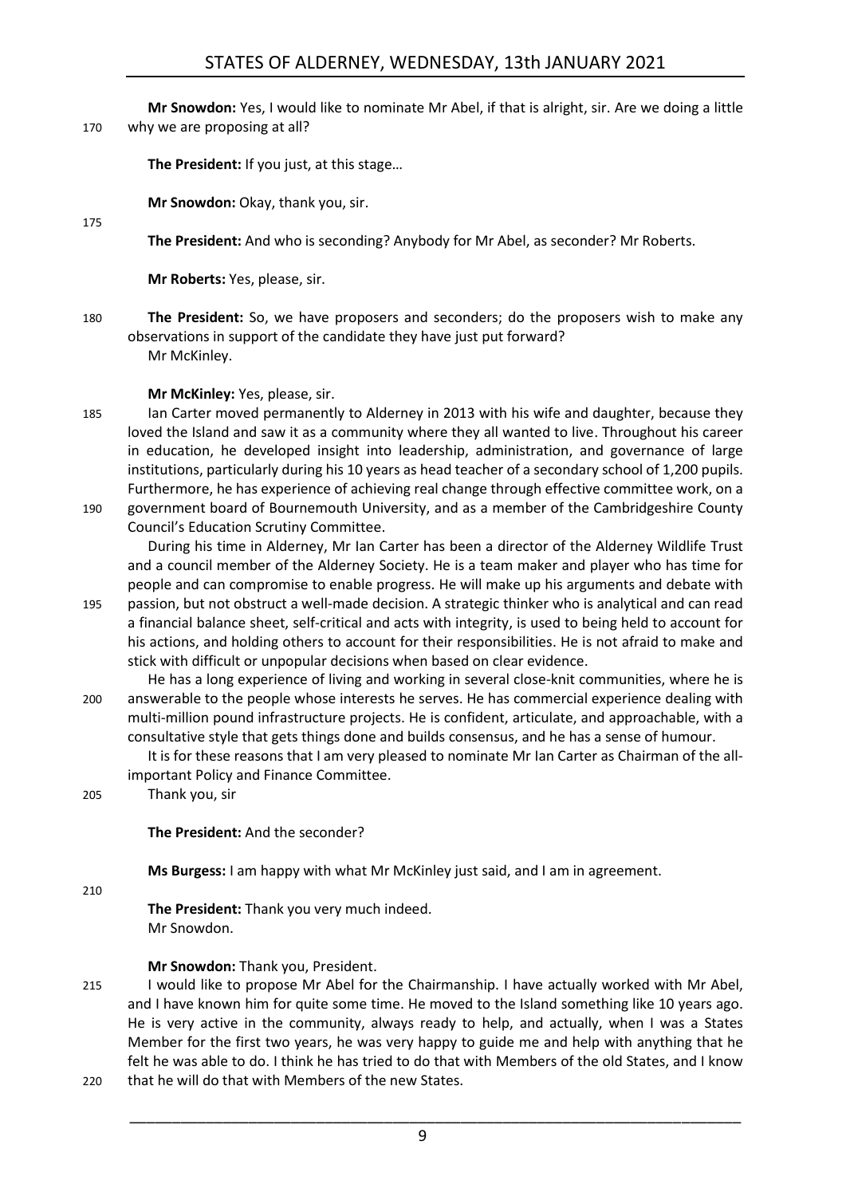**Mr Snowdon:** Yes, I would like to nominate Mr Abel, if that is alright, sir. Are we doing a little why we are proposing at all?

**The President:** If you just, at this stage…

**Mr Snowdon:** Okay, thank you, sir.

**The President:** And who is seconding? Anybody for Mr Abel, as seconder? Mr Roberts.

**Mr Roberts:** Yes, please, sir.

**The President:** So, we have proposers and seconders; do the proposers wish to make any observations in support of the candidate they have just put forward?
Mr McKinley.

**Mr McKinley:** Yes, please, sir.

Ian Carter moved permanently to Alderney in 2013 with his wife and daughter, because they loved the Island and saw it as a community where they all wanted to live. Throughout his career in education, he developed insight into leadership, administration, and governance of large institutions, particularly during his 10 years as head teacher of a secondary school of 1,200 pupils. Furthermore, he has experience of achieving real change through effective committee work, on a government board of Bournemouth University, and as a member of the Cambridgeshire County Council's Education Scrutiny Committee.

During his time in Alderney, Mr Ian Carter has been a director of the Alderney Wildlife Trust and a council member of the Alderney Society. He is a team maker and player who has time for people and can compromise to enable progress. He will make up his arguments and debate with passion, but not obstruct a well-made decision. A strategic thinker who is analytical and can read a financial balance sheet, self-critical and acts with integrity, is used to being held to account for his actions, and holding others to account for their responsibilities. He is not afraid to make and stick with difficult or unpopular decisions when based on clear evidence.

He has a long experience of living and working in several close-knit communities, where he is answerable to the people whose interests he serves. He has commercial experience dealing with multi-million pound infrastructure projects. He is confident, articulate, and approachable, with a consultative style that gets things done and builds consensus, and he has a sense of humour.

It is for these reasons that I am very pleased to nominate Mr Ian Carter as Chairman of the all-important Policy and Finance Committee.

Thank you, sir

**The President:** And the seconder?

**Ms Burgess:** I am happy with what Mr McKinley just said, and I am in agreement.

**The President:** Thank you very much indeed.
Mr Snowdon.

**Mr Snowdon:** Thank you, President.

I would like to propose Mr Abel for the Chairmanship. I have actually worked with Mr Abel, and I have known him for quite some time. He moved to the Island something like 10 years ago. He is very active in the community, always ready to help, and actually, when I was a States Member for the first two years, he was very happy to guide me and help with anything that he felt he was able to do. I think he has tried to do that with Members of the old States, and I know that he will do that with Members of the new States.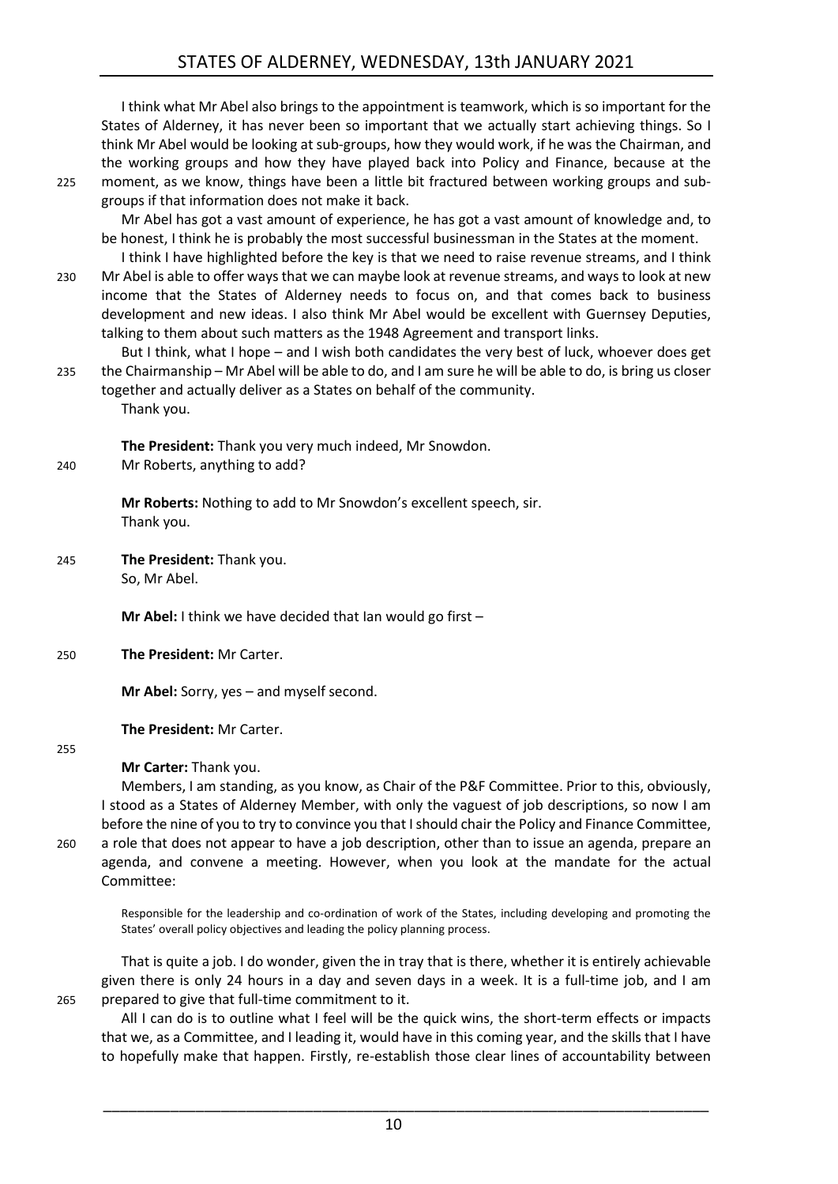I think what Mr Abel also brings to the appointment is teamwork, which is so important for the States of Alderney, it has never been so important that we actually start achieving things. So I think Mr Abel would be looking at sub-groups, how they would work, if he was the Chairman, and the working groups and how they have played back into Policy and Finance, because at the moment, as we know, things have been a little bit fractured between working groups and sub-groups if that information does not make it back.

Mr Abel has got a vast amount of experience, he has got a vast amount of knowledge and, to be honest, I think he is probably the most successful businessman in the States at the moment.

I think I have highlighted before the key is that we need to raise revenue streams, and I think Mr Abel is able to offer ways that we can maybe look at revenue streams, and ways to look at new income that the States of Alderney needs to focus on, and that comes back to business development and new ideas. I also think Mr Abel would be excellent with Guernsey Deputies, talking to them about such matters as the 1948 Agreement and transport links.

But I think, what I hope – and I wish both candidates the very best of luck, whoever does get the Chairmanship – Mr Abel will be able to do, and I am sure he will be able to do, is bring us closer together and actually deliver as a States on behalf of the community.

Thank you.

**The President:** Thank you very much indeed, Mr Snowdon.

Mr Roberts, anything to add?

**Mr Roberts:** Nothing to add to Mr Snowdon's excellent speech, sir.

Thank you.

**The President:** Thank you.

So, Mr Abel.

**Mr Abel:** I think we have decided that Ian would go first –

**The President:** Mr Carter.

**Mr Abel:** Sorry, yes – and myself second.

**The President:** Mr Carter.

**Mr Carter:** Thank you.

Members, I am standing, as you know, as Chair of the P&F Committee. Prior to this, obviously, I stood as a States of Alderney Member, with only the vaguest of job descriptions, so now I am before the nine of you to try to convince you that I should chair the Policy and Finance Committee, a role that does not appear to have a job description, other than to issue an agenda, prepare an agenda, and convene a meeting. However, when you look at the mandate for the actual Committee:

> Responsible for the leadership and co-ordination of work of the States, including developing and promoting the States' overall policy objectives and leading the policy planning process.

That is quite a job. I do wonder, given the in tray that is there, whether it is entirely achievable given there is only 24 hours in a day and seven days in a week. It is a full-time job, and I am prepared to give that full-time commitment to it.

All I can do is to outline what I feel will be the quick wins, the short-term effects or impacts that we, as a Committee, and I leading it, would have in this coming year, and the skills that I have to hopefully make that happen. Firstly, re-establish those clear lines of accountability between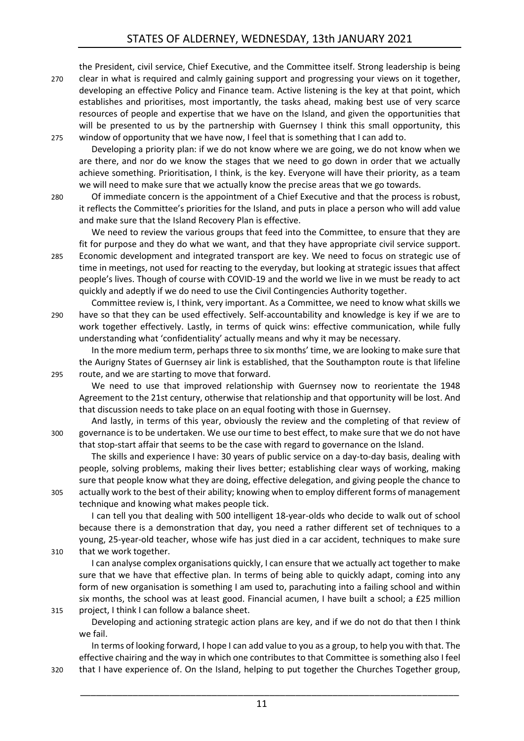the President, civil service, Chief Executive, and the Committee itself. Strong leadership is being clear in what is required and calmly gaining support and progressing your views on it together, developing an effective Policy and Finance team. Active listening is the key at that point, which establishes and prioritises, most importantly, the tasks ahead, making best use of very scarce resources of people and expertise that we have on the Island, and given the opportunities that will be presented to us by the partnership with Guernsey I think this small opportunity, this window of opportunity that we have now, I feel that is something that I can add to.

Developing a priority plan: if we do not know where we are going, we do not know when we are there, and nor do we know the stages that we need to go down in order that we actually achieve something. Prioritisation, I think, is the key. Everyone will have their priority, as a team we will need to make sure that we actually know the precise areas that we go towards.

Of immediate concern is the appointment of a Chief Executive and that the process is robust, it reflects the Committee's priorities for the Island, and puts in place a person who will add value and make sure that the Island Recovery Plan is effective.

We need to review the various groups that feed into the Committee, to ensure that they are fit for purpose and they do what we want, and that they have appropriate civil service support. Economic development and integrated transport are key. We need to focus on strategic use of time in meetings, not used for reacting to the everyday, but looking at strategic issues that affect people's lives. Though of course with COVID-19 and the world we live in we must be ready to act quickly and adeptly if we do need to use the Civil Contingencies Authority together.

Committee review is, I think, very important. As a Committee, we need to know what skills we have so that they can be used effectively. Self-accountability and knowledge is key if we are to work together effectively. Lastly, in terms of quick wins: effective communication, while fully understanding what 'confidentiality' actually means and why it may be necessary.

In the more medium term, perhaps three to six months' time, we are looking to make sure that the Aurigny States of Guernsey air link is established, that the Southampton route is that lifeline route, and we are starting to move that forward.

We need to use that improved relationship with Guernsey now to reorientate the 1948 Agreement to the 21st century, otherwise that relationship and that opportunity will be lost. And that discussion needs to take place on an equal footing with those in Guernsey.

And lastly, in terms of this year, obviously the review and the completing of that review of governance is to be undertaken. We use our time to best effect, to make sure that we do not have that stop-start affair that seems to be the case with regard to governance on the Island.

The skills and experience I have: 30 years of public service on a day-to-day basis, dealing with people, solving problems, making their lives better; establishing clear ways of working, making sure that people know what they are doing, effective delegation, and giving people the chance to actually work to the best of their ability; knowing when to employ different forms of management technique and knowing what makes people tick.

I can tell you that dealing with 500 intelligent 18-year-olds who decide to walk out of school because there is a demonstration that day, you need a rather different set of techniques to a young, 25-year-old teacher, whose wife has just died in a car accident, techniques to make sure that we work together.

I can analyse complex organisations quickly, I can ensure that we actually act together to make sure that we have that effective plan. In terms of being able to quickly adapt, coming into any form of new organisation is something I am used to, parachuting into a failing school and within six months, the school was at least good. Financial acumen, I have built a school; a £25 million project, I think I can follow a balance sheet.

Developing and actioning strategic action plans are key, and if we do not do that then I think we fail.

In terms of looking forward, I hope I can add value to you as a group, to help you with that. The effective chairing and the way in which one contributes to that Committee is something also I feel that I have experience of. On the Island, helping to put together the Churches Together group,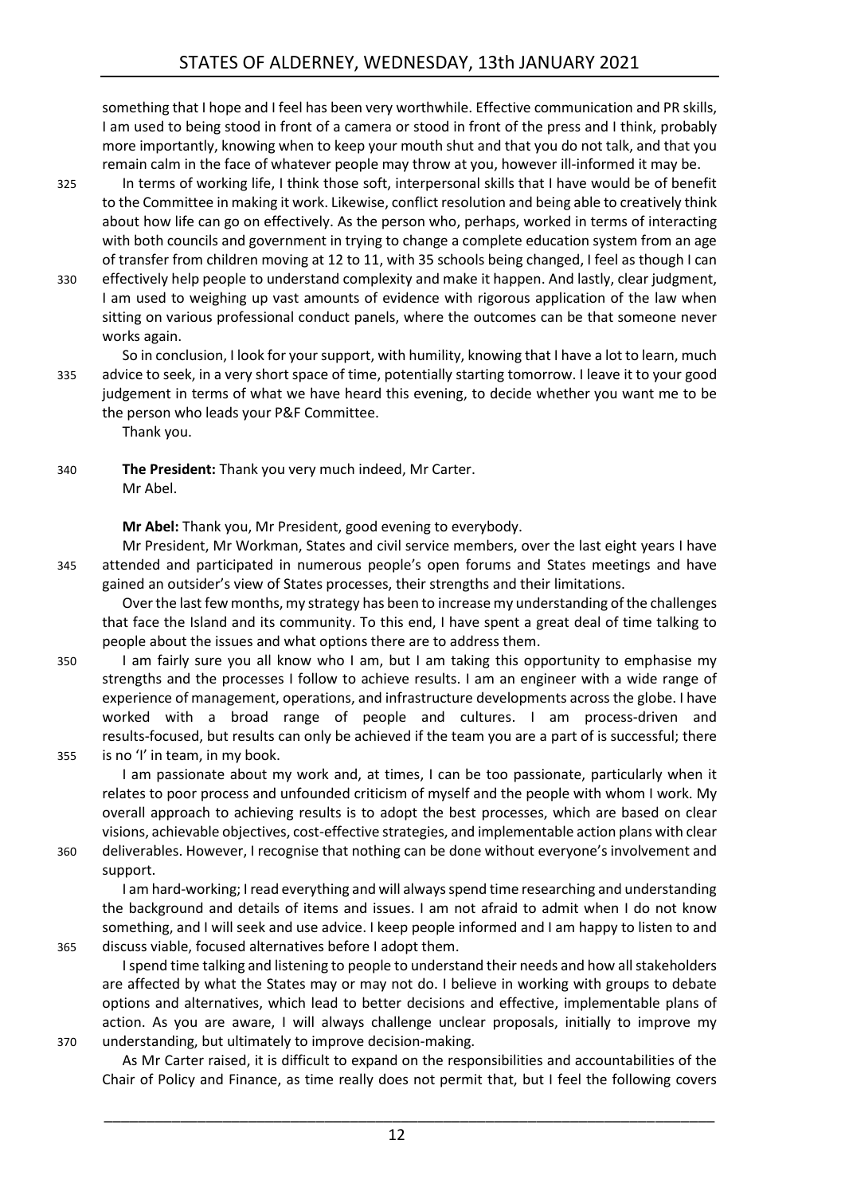something that I hope and I feel has been very worthwhile. Effective communication and PR skills, I am used to being stood in front of a camera or stood in front of the press and I think, probably more importantly, knowing when to keep your mouth shut and that you do not talk, and that you remain calm in the face of whatever people may throw at you, however ill-informed it may be.

In terms of working life, I think those soft, interpersonal skills that I have would be of benefit to the Committee in making it work. Likewise, conflict resolution and being able to creatively think about how life can go on effectively. As the person who, perhaps, worked in terms of interacting with both councils and government in trying to change a complete education system from an age of transfer from children moving at 12 to 11, with 35 schools being changed, I feel as though I can effectively help people to understand complexity and make it happen. And lastly, clear judgment, I am used to weighing up vast amounts of evidence with rigorous application of the law when sitting on various professional conduct panels, where the outcomes can be that someone never works again.

So in conclusion, I look for your support, with humility, knowing that I have a lot to learn, much advice to seek, in a very short space of time, potentially starting tomorrow. I leave it to your good judgement in terms of what we have heard this evening, to decide whether you want me to be the person who leads your P&F Committee.

Thank you.

**The President:** Thank you very much indeed, Mr Carter.

Mr Abel.

**Mr Abel:** Thank you, Mr President, good evening to everybody.

Mr President, Mr Workman, States and civil service members, over the last eight years I have attended and participated in numerous people's open forums and States meetings and have gained an outsider's view of States processes, their strengths and their limitations.

Over the last few months, my strategy has been to increase my understanding of the challenges that face the Island and its community. To this end, I have spent a great deal of time talking to people about the issues and what options there are to address them.

I am fairly sure you all know who I am, but I am taking this opportunity to emphasise my strengths and the processes I follow to achieve results. I am an engineer with a wide range of experience of management, operations, and infrastructure developments across the globe. I have worked with a broad range of people and cultures. I am process-driven and results-focused, but results can only be achieved if the team you are a part of is successful; there is no 'I' in team, in my book.

I am passionate about my work and, at times, I can be too passionate, particularly when it relates to poor process and unfounded criticism of myself and the people with whom I work. My overall approach to achieving results is to adopt the best processes, which are based on clear visions, achievable objectives, cost-effective strategies, and implementable action plans with clear deliverables. However, I recognise that nothing can be done without everyone's involvement and support.

I am hard-working; I read everything and will always spend time researching and understanding the background and details of items and issues. I am not afraid to admit when I do not know something, and I will seek and use advice. I keep people informed and I am happy to listen to and discuss viable, focused alternatives before I adopt them.

I spend time talking and listening to people to understand their needs and how all stakeholders are affected by what the States may or may not do. I believe in working with groups to debate options and alternatives, which lead to better decisions and effective, implementable plans of action. As you are aware, I will always challenge unclear proposals, initially to improve my understanding, but ultimately to improve decision-making.

As Mr Carter raised, it is difficult to expand on the responsibilities and accountabilities of the Chair of Policy and Finance, as time really does not permit that, but I feel the following covers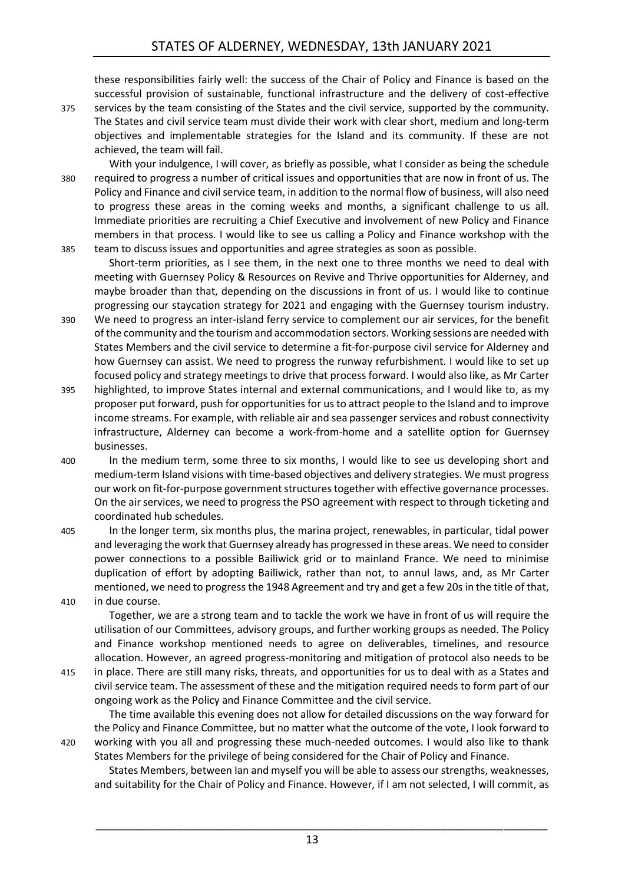these responsibilities fairly well: the success of the Chair of Policy and Finance is based on the successful provision of sustainable, functional infrastructure and the delivery of cost-effective services by the team consisting of the States and the civil service, supported by the community. The States and civil service team must divide their work with clear short, medium and long-term objectives and implementable strategies for the Island and its community. If these are not achieved, the team will fail.

With your indulgence, I will cover, as briefly as possible, what I consider as being the schedule required to progress a number of critical issues and opportunities that are now in front of us. The Policy and Finance and civil service team, in addition to the normal flow of business, will also need to progress these areas in the coming weeks and months, a significant challenge to us all. Immediate priorities are recruiting a Chief Executive and involvement of new Policy and Finance members in that process. I would like to see us calling a Policy and Finance workshop with the team to discuss issues and opportunities and agree strategies as soon as possible.

Short-term priorities, as I see them, in the next one to three months we need to deal with meeting with Guernsey Policy & Resources on Revive and Thrive opportunities for Alderney, and maybe broader than that, depending on the discussions in front of us. I would like to continue progressing our staycation strategy for 2021 and engaging with the Guernsey tourism industry. We need to progress an inter-island ferry service to complement our air services, for the benefit of the community and the tourism and accommodation sectors. Working sessions are needed with States Members and the civil service to determine a fit-for-purpose civil service for Alderney and how Guernsey can assist. We need to progress the runway refurbishment. I would like to set up focused policy and strategy meetings to drive that process forward. I would also like, as Mr Carter highlighted, to improve States internal and external communications, and I would like to, as my proposer put forward, push for opportunities for us to attract people to the Island and to improve income streams. For example, with reliable air and sea passenger services and robust connectivity infrastructure, Alderney can become a work-from-home and a satellite option for Guernsey businesses.

In the medium term, some three to six months, I would like to see us developing short and medium-term Island visions with time-based objectives and delivery strategies. We must progress our work on fit-for-purpose government structures together with effective governance processes. On the air services, we need to progress the PSO agreement with respect to through ticketing and coordinated hub schedules.

In the longer term, six months plus, the marina project, renewables, in particular, tidal power and leveraging the work that Guernsey already has progressed in these areas. We need to consider power connections to a possible Bailiwick grid or to mainland France. We need to minimise duplication of effort by adopting Bailiwick, rather than not, to annul laws, and, as Mr Carter mentioned, we need to progress the 1948 Agreement and try and get a few 20s in the title of that, in due course.

Together, we are a strong team and to tackle the work we have in front of us will require the utilisation of our Committees, advisory groups, and further working groups as needed. The Policy and Finance workshop mentioned needs to agree on deliverables, timelines, and resource allocation. However, an agreed progress-monitoring and mitigation of protocol also needs to be in place. There are still many risks, threats, and opportunities for us to deal with as a States and civil service team. The assessment of these and the mitigation required needs to form part of our ongoing work as the Policy and Finance Committee and the civil service.

The time available this evening does not allow for detailed discussions on the way forward for the Policy and Finance Committee, but no matter what the outcome of the vote, I look forward to working with you all and progressing these much-needed outcomes. I would also like to thank States Members for the privilege of being considered for the Chair of Policy and Finance.

States Members, between Ian and myself you will be able to assess our strengths, weaknesses, and suitability for the Chair of Policy and Finance. However, if I am not selected, I will commit, as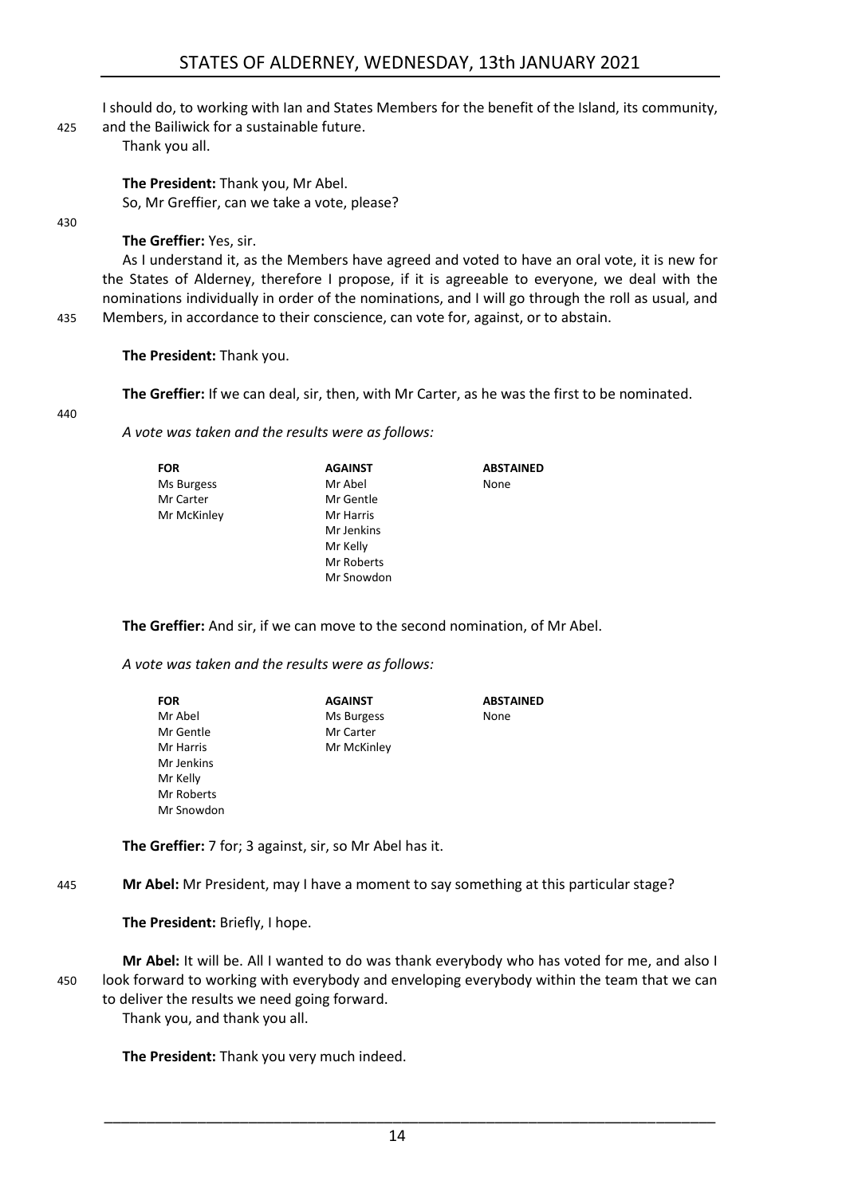I should do, to working with Ian and States Members for the benefit of the Island, its community, and the Bailiwick for a sustainable future.

Thank you all.

**The President:** Thank you, Mr Abel.

So, Mr Greffier, can we take a vote, please?

**The Greffier:** Yes, sir.

As I understand it, as the Members have agreed and voted to have an oral vote, it is new for the States of Alderney, therefore I propose, if it is agreeable to everyone, we deal with the nominations individually in order of the nominations, and I will go through the roll as usual, and Members, in accordance to their conscience, can vote for, against, or to abstain.

**The President:** Thank you.

**The Greffier:** If we can deal, sir, then, with Mr Carter, as he was the first to be nominated.

*A vote was taken and the results were as follows:*

| FOR | AGAINST | ABSTAINED |
|---|---|---|
| Ms Burgess | Mr Abel | None |
| Mr Carter | Mr Gentle | |
| Mr McKinley | Mr Harris | |
| | Mr Jenkins | |
| | Mr Kelly | |
| | Mr Roberts | |
| | Mr Snowdon | |

**The Greffier:** And sir, if we can move to the second nomination, of Mr Abel.

*A vote was taken and the results were as follows:*

| FOR | AGAINST | ABSTAINED |
|---|---|---|
| Mr Abel | Ms Burgess | None |
| Mr Gentle | Mr Carter | |
| Mr Harris | Mr McKinley | |
| Mr Jenkins | | |
| Mr Kelly | | |
| Mr Roberts | | |
| Mr Snowdon | | |

**The Greffier:** 7 for; 3 against, sir, so Mr Abel has it.

**Mr Abel:** Mr President, may I have a moment to say something at this particular stage?

**The President:** Briefly, I hope.

**Mr Abel:** It will be. All I wanted to do was thank everybody who has voted for me, and also I look forward to working with everybody and enveloping everybody within the team that we can to deliver the results we need going forward.

Thank you, and thank you all.

**The President:** Thank you very much indeed.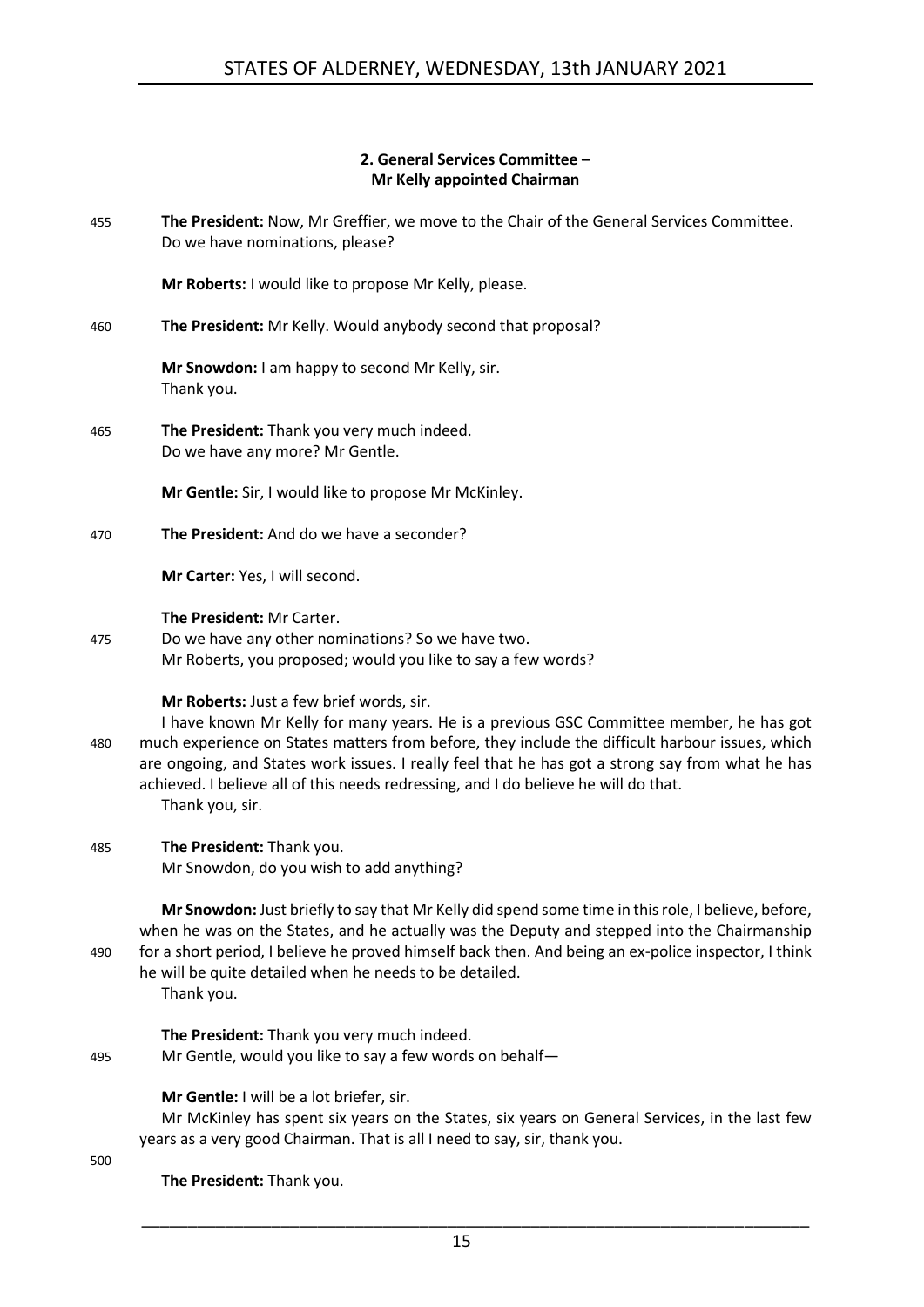## 2. General Services Committee – Mr Kelly appointed Chairman

455 **The President:** Now, Mr Greffier, we move to the Chair of the General Services Committee. Do we have nominations, please?

**Mr Roberts:** I would like to propose Mr Kelly, please.

460 **The President:** Mr Kelly. Would anybody second that proposal?

**Mr Snowdon:** I am happy to second Mr Kelly, sir.
Thank you.

465 **The President:** Thank you very much indeed.
Do we have any more? Mr Gentle.

**Mr Gentle:** Sir, I would like to propose Mr McKinley.

470 **The President:** And do we have a seconder?

**Mr Carter:** Yes, I will second.

**The President:** Mr Carter.
475 Do we have any other nominations? So we have two.
Mr Roberts, you proposed; would you like to say a few words?

**Mr Roberts:** Just a few brief words, sir.
I have known Mr Kelly for many years. He is a previous GSC Committee member, he has got
480 much experience on States matters from before, they include the difficult harbour issues, which are ongoing, and States work issues. I really feel that he has got a strong say from what he has achieved. I believe all of this needs redressing, and I do believe he will do that.
Thank you, sir.

485 **The President:** Thank you.
Mr Snowdon, do you wish to add anything?

**Mr Snowdon:** Just briefly to say that Mr Kelly did spend some time in this role, I believe, before, when he was on the States, and he actually was the Deputy and stepped into the Chairmanship
490 for a short period, I believe he proved himself back then. And being an ex-police inspector, I think he will be quite detailed when he needs to be detailed.
Thank you.

**The President:** Thank you very much indeed.
495 Mr Gentle, would you like to say a few words on behalf—

**Mr Gentle:** I will be a lot briefer, sir.
Mr McKinley has spent six years on the States, six years on General Services, in the last few years as a very good Chairman. That is all I need to say, sir, thank you.

500

**The President:** Thank you.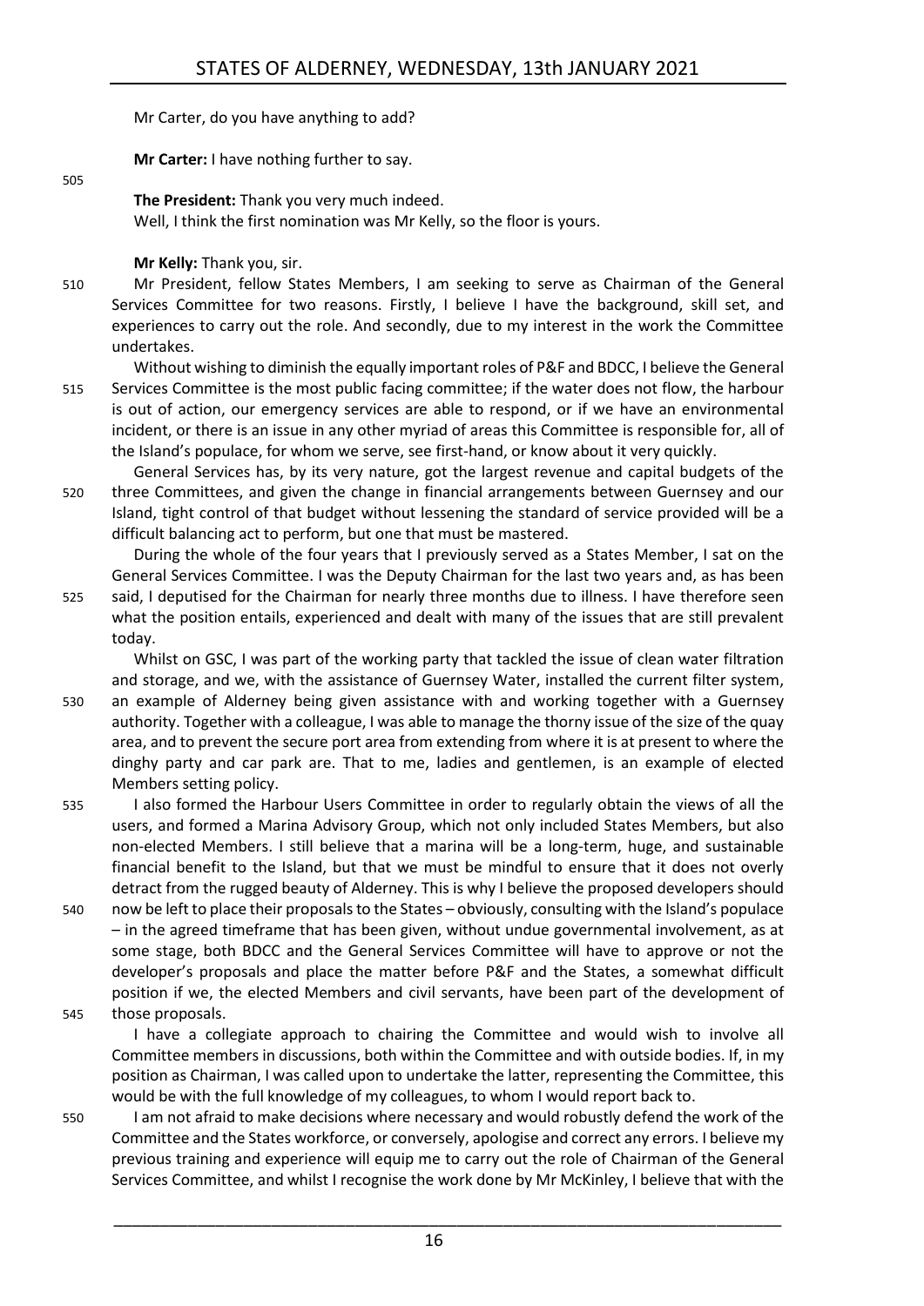Mr Carter, do you have anything to add?

**Mr Carter:** I have nothing further to say.

**The President:** Thank you very much indeed.

Well, I think the first nomination was Mr Kelly, so the floor is yours.

**Mr Kelly:** Thank you, sir.

Mr President, fellow States Members, I am seeking to serve as Chairman of the General Services Committee for two reasons. Firstly, I believe I have the background, skill set, and experiences to carry out the role. And secondly, due to my interest in the work the Committee undertakes.

Without wishing to diminish the equally important roles of P&F and BDCC, I believe the General Services Committee is the most public facing committee; if the water does not flow, the harbour is out of action, our emergency services are able to respond, or if we have an environmental incident, or there is an issue in any other myriad of areas this Committee is responsible for, all of the Island's populace, for whom we serve, see first-hand, or know about it very quickly.

General Services has, by its very nature, got the largest revenue and capital budgets of the three Committees, and given the change in financial arrangements between Guernsey and our Island, tight control of that budget without lessening the standard of service provided will be a difficult balancing act to perform, but one that must be mastered.

During the whole of the four years that I previously served as a States Member, I sat on the General Services Committee. I was the Deputy Chairman for the last two years and, as has been said, I deputised for the Chairman for nearly three months due to illness. I have therefore seen what the position entails, experienced and dealt with many of the issues that are still prevalent today.

Whilst on GSC, I was part of the working party that tackled the issue of clean water filtration and storage, and we, with the assistance of Guernsey Water, installed the current filter system, an example of Alderney being given assistance with and working together with a Guernsey authority. Together with a colleague, I was able to manage the thorny issue of the size of the quay area, and to prevent the secure port area from extending from where it is at present to where the dinghy party and car park are. That to me, ladies and gentlemen, is an example of elected Members setting policy.

I also formed the Harbour Users Committee in order to regularly obtain the views of all the users, and formed a Marina Advisory Group, which not only included States Members, but also non-elected Members. I still believe that a marina will be a long-term, huge, and sustainable financial benefit to the Island, but that we must be mindful to ensure that it does not overly detract from the rugged beauty of Alderney. This is why I believe the proposed developers should now be left to place their proposals to the States – obviously, consulting with the Island's populace – in the agreed timeframe that has been given, without undue governmental involvement, as at some stage, both BDCC and the General Services Committee will have to approve or not the developer's proposals and place the matter before P&F and the States, a somewhat difficult position if we, the elected Members and civil servants, have been part of the development of those proposals.

I have a collegiate approach to chairing the Committee and would wish to involve all Committee members in discussions, both within the Committee and with outside bodies. If, in my position as Chairman, I was called upon to undertake the latter, representing the Committee, this would be with the full knowledge of my colleagues, to whom I would report back to.

I am not afraid to make decisions where necessary and would robustly defend the work of the Committee and the States workforce, or conversely, apologise and correct any errors. I believe my previous training and experience will equip me to carry out the role of Chairman of the General Services Committee, and whilst I recognise the work done by Mr McKinley, I believe that with the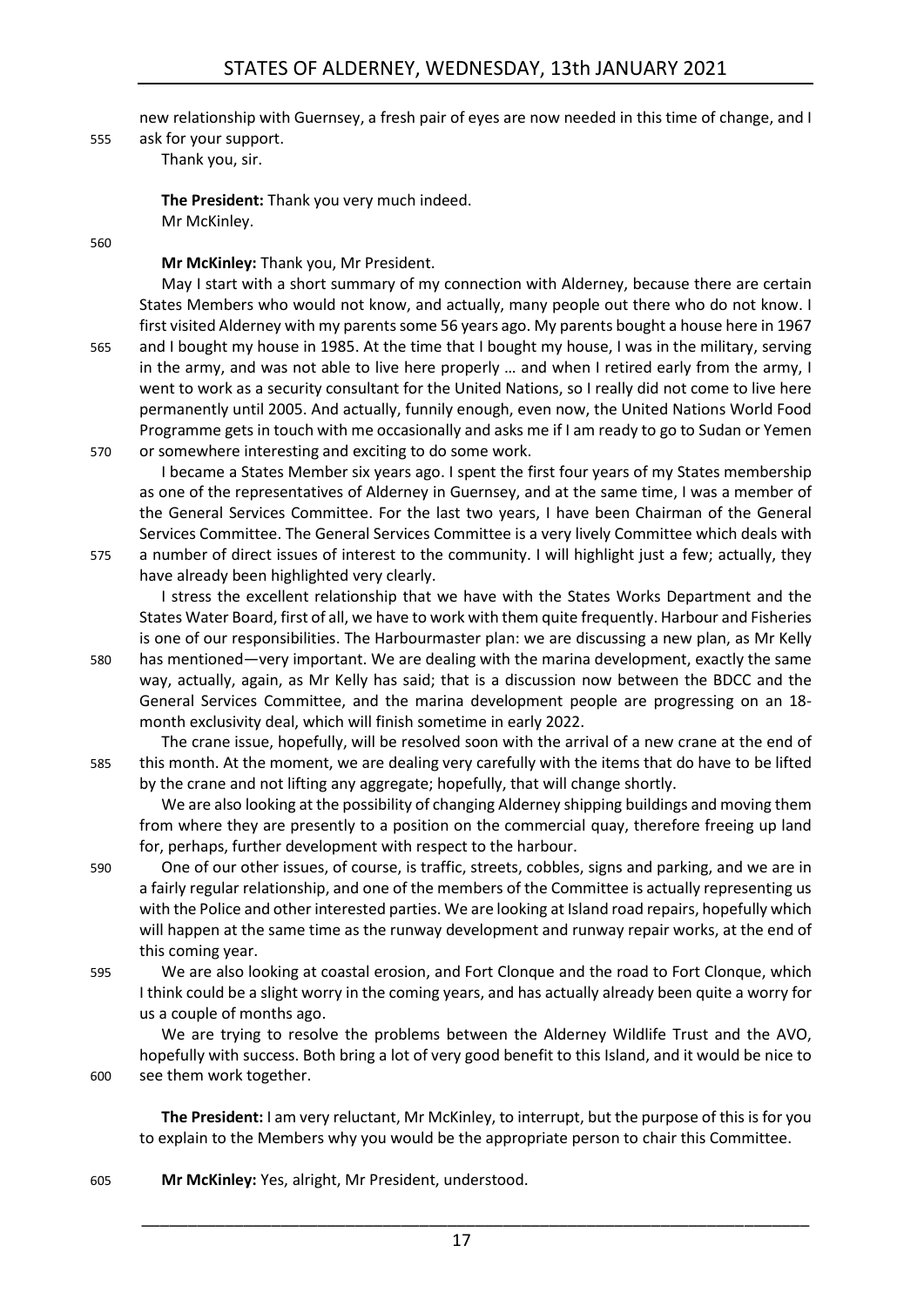new relationship with Guernsey, a fresh pair of eyes are now needed in this time of change, and I ask for your support.

Thank you, sir.

**The President:** Thank you very much indeed.

Mr McKinley.

**Mr McKinley:** Thank you, Mr President.

May I start with a short summary of my connection with Alderney, because there are certain States Members who would not know, and actually, many people out there who do not know. I first visited Alderney with my parents some 56 years ago. My parents bought a house here in 1967 and I bought my house in 1985. At the time that I bought my house, I was in the military, serving in the army, and was not able to live here properly … and when I retired early from the army, I went to work as a security consultant for the United Nations, so I really did not come to live here permanently until 2005. And actually, funnily enough, even now, the United Nations World Food Programme gets in touch with me occasionally and asks me if I am ready to go to Sudan or Yemen or somewhere interesting and exciting to do some work.

I became a States Member six years ago. I spent the first four years of my States membership as one of the representatives of Alderney in Guernsey, and at the same time, I was a member of the General Services Committee. For the last two years, I have been Chairman of the General Services Committee. The General Services Committee is a very lively Committee which deals with a number of direct issues of interest to the community. I will highlight just a few; actually, they have already been highlighted very clearly.

I stress the excellent relationship that we have with the States Works Department and the States Water Board, first of all, we have to work with them quite frequently. Harbour and Fisheries is one of our responsibilities. The Harbourmaster plan: we are discussing a new plan, as Mr Kelly has mentioned—very important. We are dealing with the marina development, exactly the same way, actually, again, as Mr Kelly has said; that is a discussion now between the BDCC and the General Services Committee, and the marina development people are progressing on an 18-month exclusivity deal, which will finish sometime in early 2022.

The crane issue, hopefully, will be resolved soon with the arrival of a new crane at the end of this month. At the moment, we are dealing very carefully with the items that do have to be lifted by the crane and not lifting any aggregate; hopefully, that will change shortly.

We are also looking at the possibility of changing Alderney shipping buildings and moving them from where they are presently to a position on the commercial quay, therefore freeing up land for, perhaps, further development with respect to the harbour.

One of our other issues, of course, is traffic, streets, cobbles, signs and parking, and we are in a fairly regular relationship, and one of the members of the Committee is actually representing us with the Police and other interested parties. We are looking at Island road repairs, hopefully which will happen at the same time as the runway development and runway repair works, at the end of this coming year.

We are also looking at coastal erosion, and Fort Clonque and the road to Fort Clonque, which I think could be a slight worry in the coming years, and has actually already been quite a worry for us a couple of months ago.

We are trying to resolve the problems between the Alderney Wildlife Trust and the AVO, hopefully with success. Both bring a lot of very good benefit to this Island, and it would be nice to see them work together.

**The President:** I am very reluctant, Mr McKinley, to interrupt, but the purpose of this is for you to explain to the Members why you would be the appropriate person to chair this Committee.

**Mr McKinley:** Yes, alright, Mr President, understood.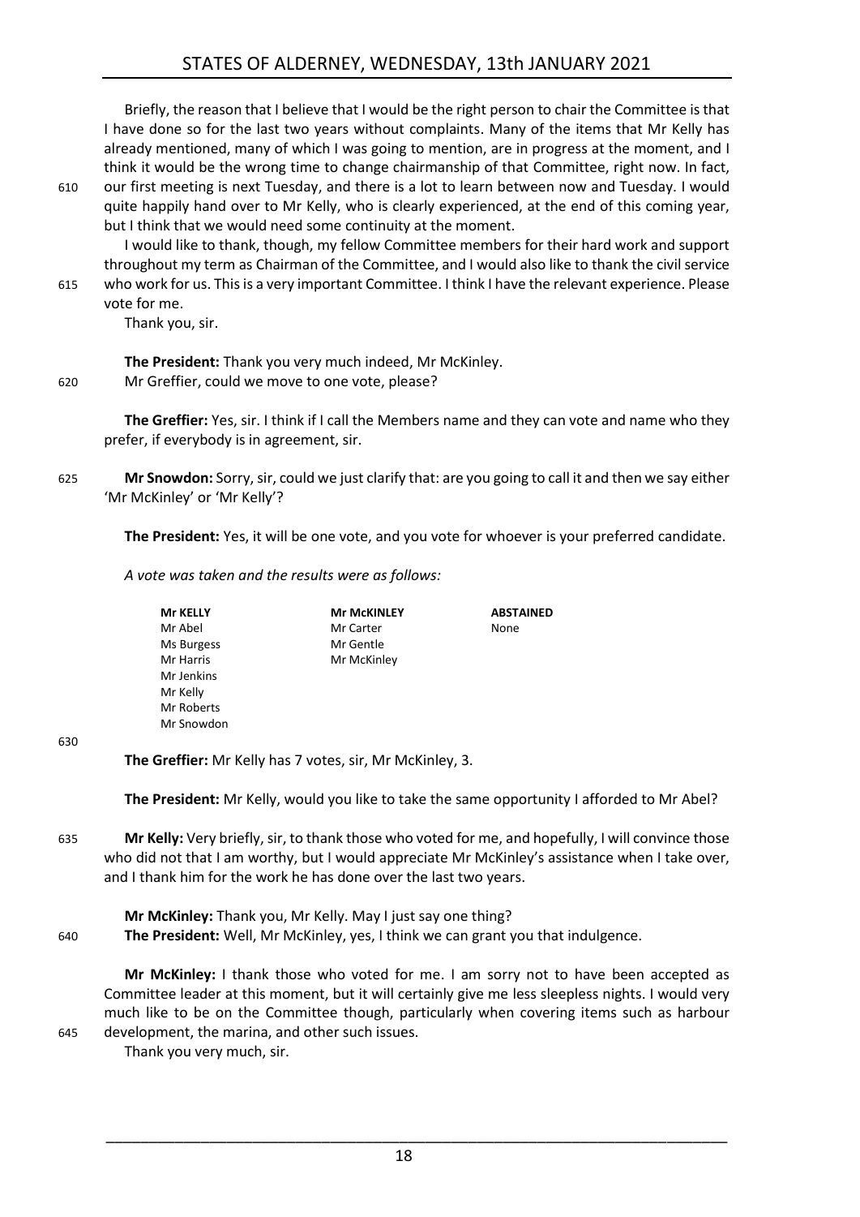Briefly, the reason that I believe that I would be the right person to chair the Committee is that I have done so for the last two years without complaints. Many of the items that Mr Kelly has already mentioned, many of which I was going to mention, are in progress at the moment, and I think it would be the wrong time to change chairmanship of that Committee, right now. In fact, our first meeting is next Tuesday, and there is a lot to learn between now and Tuesday. I would quite happily hand over to Mr Kelly, who is clearly experienced, at the end of this coming year, but I think that we would need some continuity at the moment.

I would like to thank, though, my fellow Committee members for their hard work and support throughout my term as Chairman of the Committee, and I would also like to thank the civil service who work for us. This is a very important Committee. I think I have the relevant experience. Please vote for me.

Thank you, sir.

**The President:** Thank you very much indeed, Mr McKinley.

Mr Greffier, could we move to one vote, please?

**The Greffier:** Yes, sir. I think if I call the Members name and they can vote and name who they prefer, if everybody is in agreement, sir.

**Mr Snowdon:** Sorry, sir, could we just clarify that: are you going to call it and then we say either 'Mr McKinley' or 'Mr Kelly'?

**The President:** Yes, it will be one vote, and you vote for whoever is your preferred candidate.

*A vote was taken and the results were as follows:*

| Mr KELLY | Mr McKINLEY | ABSTAINED |
|---|---|---|
| Mr Abel | Mr Carter | None |
| Ms Burgess | Mr Gentle | |
| Mr Harris | Mr McKinley | |
| Mr Jenkins | | |
| Mr Kelly | | |
| Mr Roberts | | |
| Mr Snowdon | | |

**The Greffier:** Mr Kelly has 7 votes, sir, Mr McKinley, 3.

**The President:** Mr Kelly, would you like to take the same opportunity I afforded to Mr Abel?

**Mr Kelly:** Very briefly, sir, to thank those who voted for me, and hopefully, I will convince those who did not that I am worthy, but I would appreciate Mr McKinley's assistance when I take over, and I thank him for the work he has done over the last two years.

**Mr McKinley:** Thank you, Mr Kelly. May I just say one thing?

**The President:** Well, Mr McKinley, yes, I think we can grant you that indulgence.

**Mr McKinley:** I thank those who voted for me. I am sorry not to have been accepted as Committee leader at this moment, but it will certainly give me less sleepless nights. I would very much like to be on the Committee though, particularly when covering items such as harbour development, the marina, and other such issues.

Thank you very much, sir.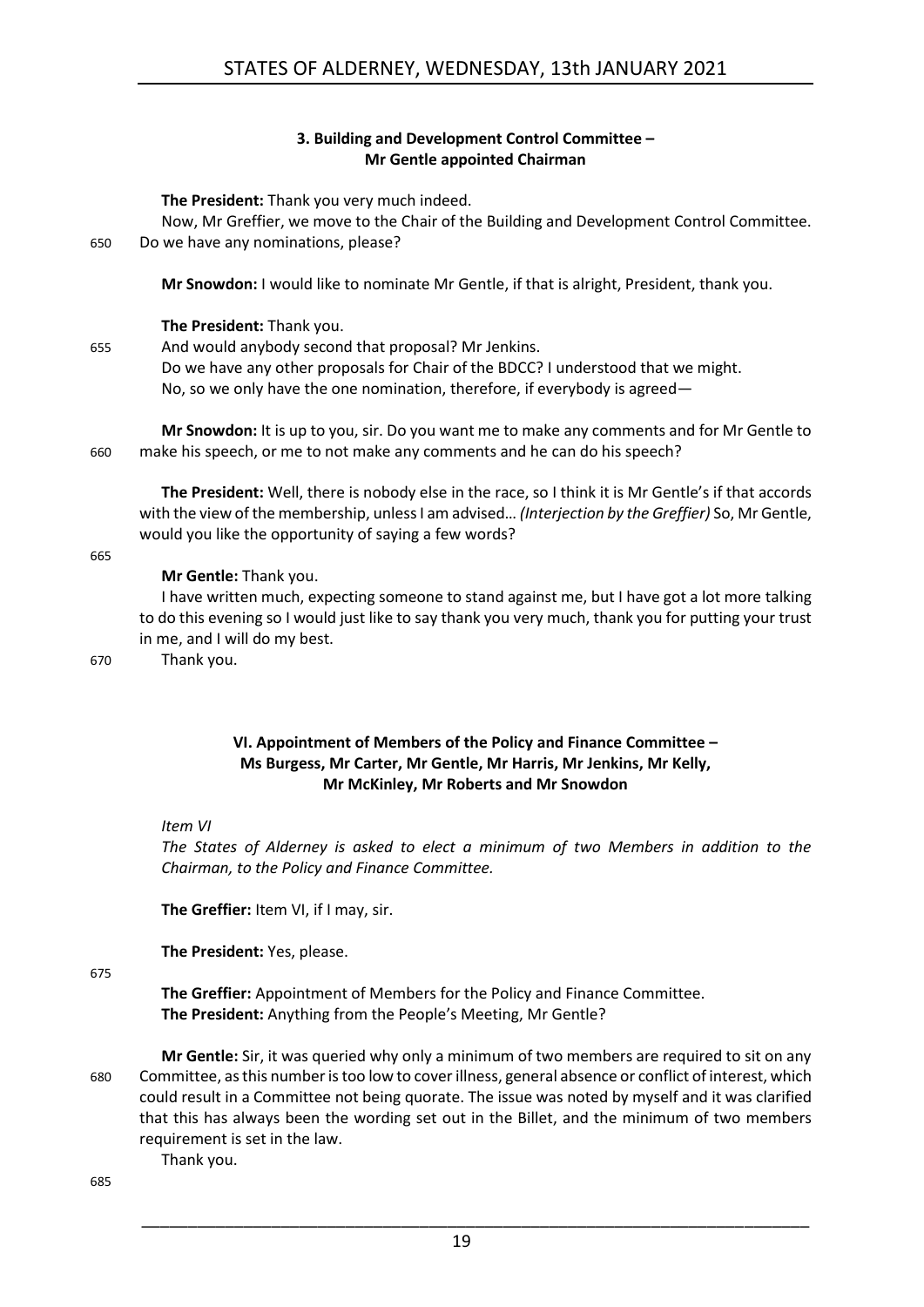### 3. Building and Development Control Committee – Mr Gentle appointed Chairman

**The President:** Thank you very much indeed.

Now, Mr Greffier, we move to the Chair of the Building and Development Control Committee. Do we have any nominations, please?

**Mr Snowdon:** I would like to nominate Mr Gentle, if that is alright, President, thank you.

**The President:** Thank you.

And would anybody second that proposal? Mr Jenkins.

Do we have any other proposals for Chair of the BDCC? I understood that we might.

No, so we only have the one nomination, therefore, if everybody is agreed—

**Mr Snowdon:** It is up to you, sir. Do you want me to make any comments and for Mr Gentle to make his speech, or me to not make any comments and he can do his speech?

**The President:** Well, there is nobody else in the race, so I think it is Mr Gentle's if that accords with the view of the membership, unless I am advised… *(Interjection by the Greffier)* So, Mr Gentle, would you like the opportunity of saying a few words?

**Mr Gentle:** Thank you.

I have written much, expecting someone to stand against me, but I have got a lot more talking to do this evening so I would just like to say thank you very much, thank you for putting your trust in me, and I will do my best.

Thank you.

## VI. Appointment of Members of the Policy and Finance Committee – Ms Burgess, Mr Carter, Mr Gentle, Mr Harris, Mr Jenkins, Mr Kelly, Mr McKinley, Mr Roberts and Mr Snowdon

*Item VI*

*The States of Alderney is asked to elect a minimum of two Members in addition to the Chairman, to the Policy and Finance Committee.*

**The Greffier:** Item VI, if I may, sir.

**The President:** Yes, please.

**The Greffier:** Appointment of Members for the Policy and Finance Committee.

**The President:** Anything from the People's Meeting, Mr Gentle?

**Mr Gentle:** Sir, it was queried why only a minimum of two members are required to sit on any Committee, as this number is too low to cover illness, general absence or conflict of interest, which could result in a Committee not being quorate. The issue was noted by myself and it was clarified that this has always been the wording set out in the Billet, and the minimum of two members requirement is set in the law.

Thank you.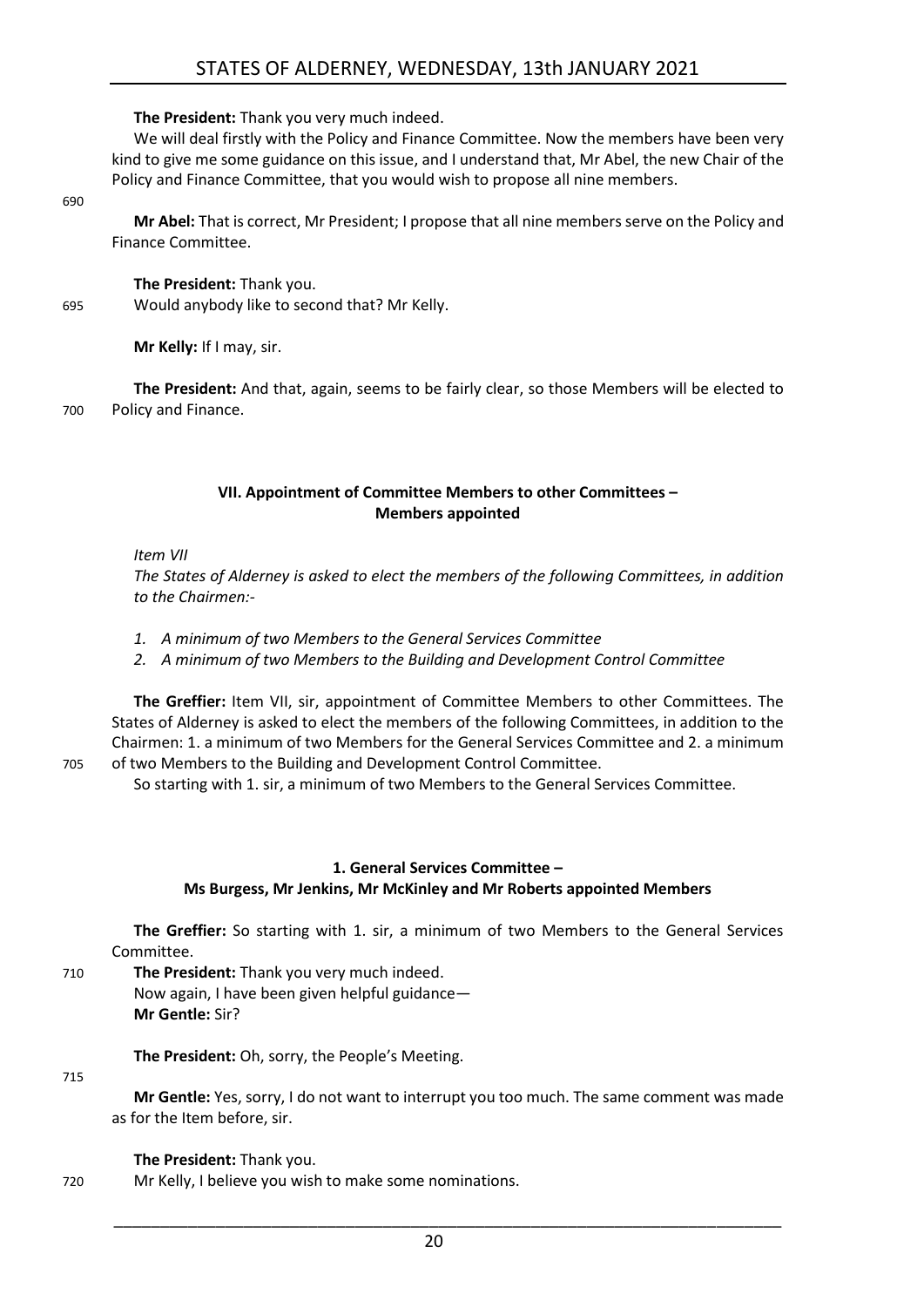**The President:** Thank you very much indeed.

We will deal firstly with the Policy and Finance Committee. Now the members have been very kind to give me some guidance on this issue, and I understand that, Mr Abel, the new Chair of the Policy and Finance Committee, that you would wish to propose all nine members.

**Mr Abel:** That is correct, Mr President; I propose that all nine members serve on the Policy and Finance Committee.

**The President:** Thank you.

Would anybody like to second that? Mr Kelly.

**Mr Kelly:** If I may, sir.

**The President:** And that, again, seems to be fairly clear, so those Members will be elected to Policy and Finance.

## VII. Appointment of Committee Members to other Committees – Members appointed

*Item VII*

*The States of Alderney is asked to elect the members of the following Committees, in addition to the Chairmen:-*

1. *A minimum of two Members to the General Services Committee*
2. *A minimum of two Members to the Building and Development Control Committee*

**The Greffier:** Item VII, sir, appointment of Committee Members to other Committees. The States of Alderney is asked to elect the members of the following Committees, in addition to the Chairmen: 1. a minimum of two Members for the General Services Committee and 2. a minimum of two Members to the Building and Development Control Committee.

So starting with 1. sir, a minimum of two Members to the General Services Committee.

### 1. General Services Committee – Ms Burgess, Mr Jenkins, Mr McKinley and Mr Roberts appointed Members

**The Greffier:** So starting with 1. sir, a minimum of two Members to the General Services Committee.

**The President:** Thank you very much indeed.

Now again, I have been given helpful guidance—

**Mr Gentle:** Sir?

**The President:** Oh, sorry, the People's Meeting.

**Mr Gentle:** Yes, sorry, I do not want to interrupt you too much. The same comment was made as for the Item before, sir.

**The President:** Thank you.

Mr Kelly, I believe you wish to make some nominations.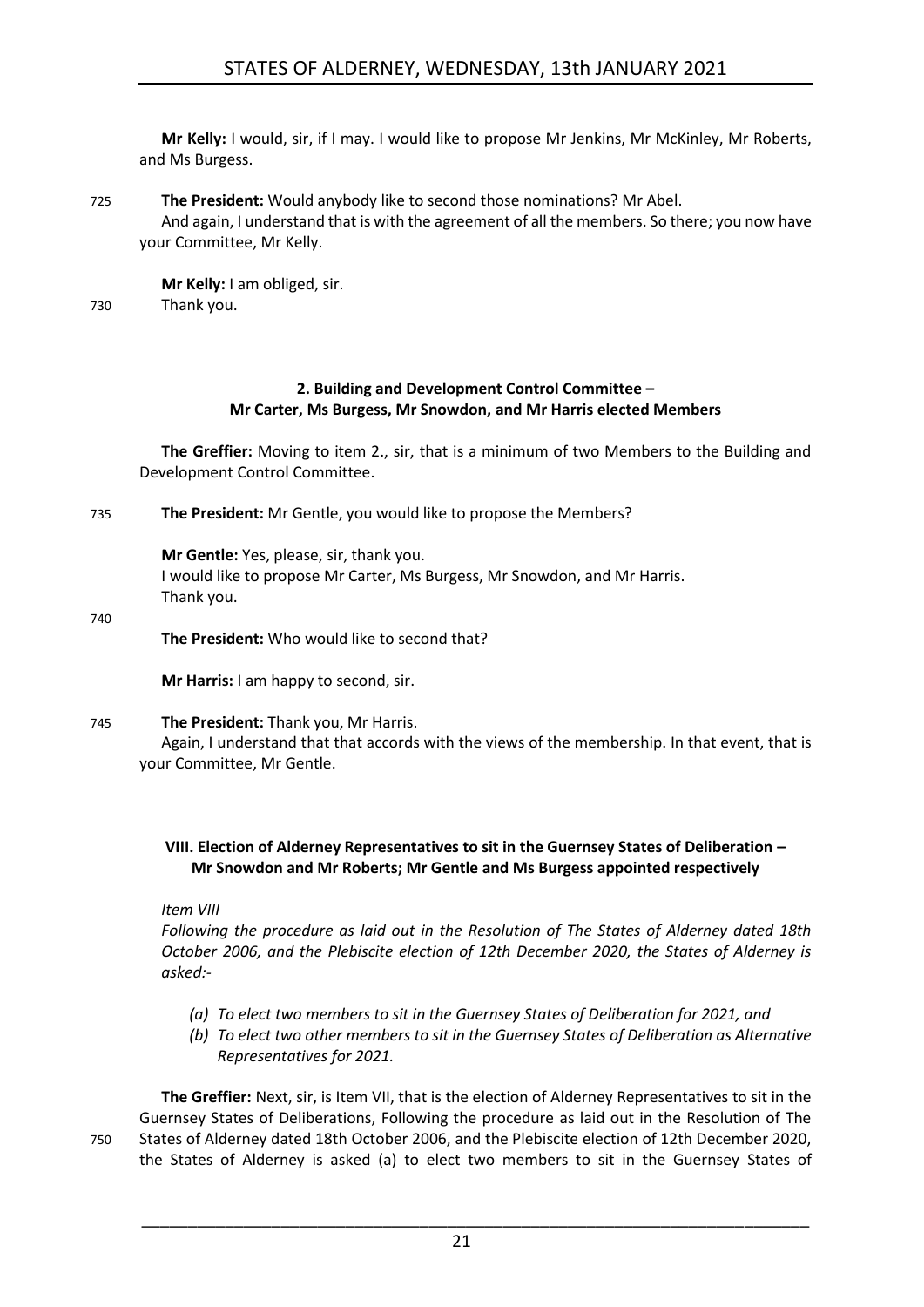**Mr Kelly:** I would, sir, if I may. I would like to propose Mr Jenkins, Mr McKinley, Mr Roberts, and Ms Burgess.

725 **The President:** Would anybody like to second those nominations? Mr Abel.

And again, I understand that is with the agreement of all the members. So there; you now have your Committee, Mr Kelly.

**Mr Kelly:** I am obliged, sir.

730 Thank you.

### 2. Building and Development Control Committee – Mr Carter, Ms Burgess, Mr Snowdon, and Mr Harris elected Members

**The Greffier:** Moving to item 2., sir, that is a minimum of two Members to the Building and Development Control Committee.

735 **The President:** Mr Gentle, you would like to propose the Members?

**Mr Gentle:** Yes, please, sir, thank you.

I would like to propose Mr Carter, Ms Burgess, Mr Snowdon, and Mr Harris.

Thank you.

740

**The President:** Who would like to second that?

**Mr Harris:** I am happy to second, sir.

745 **The President:** Thank you, Mr Harris.

Again, I understand that that accords with the views of the membership. In that event, that is your Committee, Mr Gentle.

### VIII. Election of Alderney Representatives to sit in the Guernsey States of Deliberation – Mr Snowdon and Mr Roberts; Mr Gentle and Ms Burgess appointed respectively

*Item VIII*

*Following the procedure as laid out in the Resolution of The States of Alderney dated 18th October 2006, and the Plebiscite election of 12th December 2020, the States of Alderney is asked:-*

- *(a) To elect two members to sit in the Guernsey States of Deliberation for 2021, and*
- *(b) To elect two other members to sit in the Guernsey States of Deliberation as Alternative Representatives for 2021.*

**The Greffier:** Next, sir, is Item VII, that is the election of Alderney Representatives to sit in the Guernsey States of Deliberations, Following the procedure as laid out in the Resolution of The

750 States of Alderney dated 18th October 2006, and the Plebiscite election of 12th December 2020, the States of Alderney is asked (a) to elect two members to sit in the Guernsey States of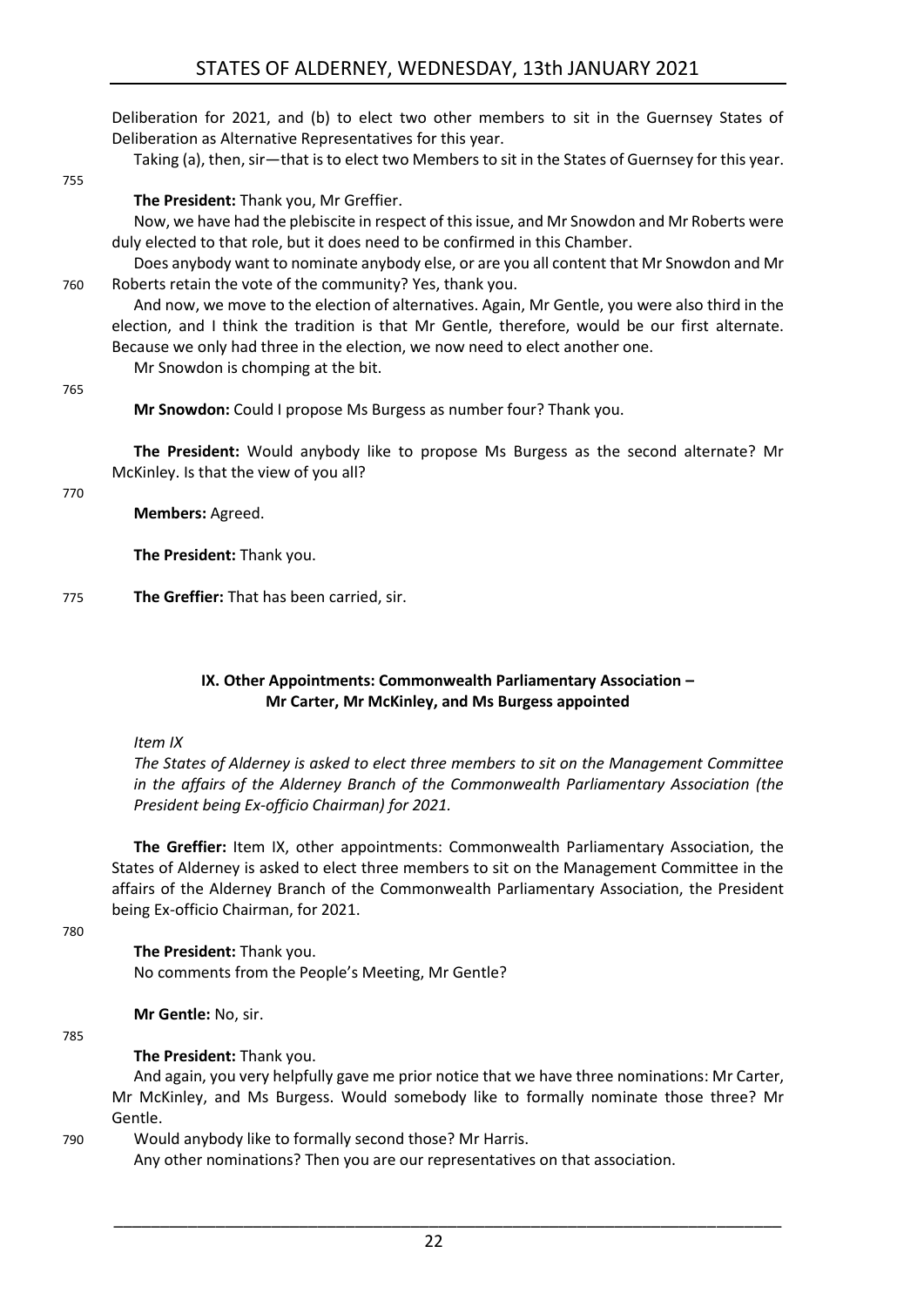Deliberation for 2021, and (b) to elect two other members to sit in the Guernsey States of Deliberation as Alternative Representatives for this year.

Taking (a), then, sir—that is to elect two Members to sit in the States of Guernsey for this year.

**The President:** Thank you, Mr Greffier.

Now, we have had the plebiscite in respect of this issue, and Mr Snowdon and Mr Roberts were duly elected to that role, but it does need to be confirmed in this Chamber.

Does anybody want to nominate anybody else, or are you all content that Mr Snowdon and Mr Roberts retain the vote of the community? Yes, thank you.

And now, we move to the election of alternatives. Again, Mr Gentle, you were also third in the election, and I think the tradition is that Mr Gentle, therefore, would be our first alternate. Because we only had three in the election, we now need to elect another one.

Mr Snowdon is chomping at the bit.

**Mr Snowdon:** Could I propose Ms Burgess as number four? Thank you.

**The President:** Would anybody like to propose Ms Burgess as the second alternate? Mr McKinley. Is that the view of you all?

**Members:** Agreed.

**The President:** Thank you.

**The Greffier:** That has been carried, sir.

### IX. Other Appointments: Commonwealth Parliamentary Association – Mr Carter, Mr McKinley, and Ms Burgess appointed

*Item IX*

*The States of Alderney is asked to elect three members to sit on the Management Committee in the affairs of the Alderney Branch of the Commonwealth Parliamentary Association (the President being Ex-officio Chairman) for 2021.*

**The Greffier:** Item IX, other appointments: Commonwealth Parliamentary Association, the States of Alderney is asked to elect three members to sit on the Management Committee in the affairs of the Alderney Branch of the Commonwealth Parliamentary Association, the President being Ex-officio Chairman, for 2021.

**The President:** Thank you.

No comments from the People's Meeting, Mr Gentle?

**Mr Gentle:** No, sir.

**The President:** Thank you.

And again, you very helpfully gave me prior notice that we have three nominations: Mr Carter, Mr McKinley, and Ms Burgess. Would somebody like to formally nominate those three? Mr Gentle.

Would anybody like to formally second those? Mr Harris.

Any other nominations? Then you are our representatives on that association.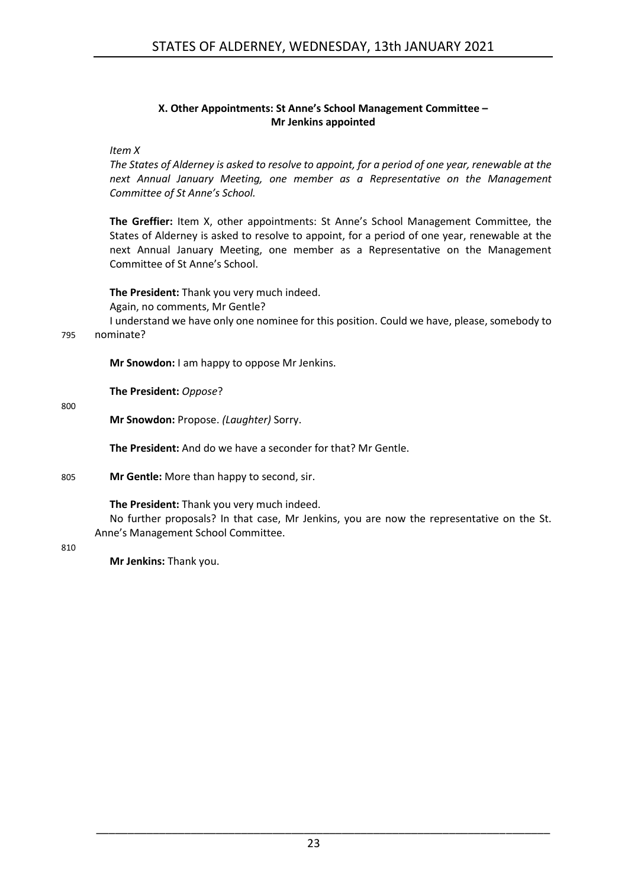### X. Other Appointments: St Anne's School Management Committee – Mr Jenkins appointed

*Item X*

*The States of Alderney is asked to resolve to appoint, for a period of one year, renewable at the next Annual January Meeting, one member as a Representative on the Management Committee of St Anne's School.*

**The Greffier:** Item X, other appointments: St Anne's School Management Committee, the States of Alderney is asked to resolve to appoint, for a period of one year, renewable at the next Annual January Meeting, one member as a Representative on the Management Committee of St Anne's School.

**The President:** Thank you very much indeed.

Again, no comments, Mr Gentle?

I understand we have only one nominee for this position. Could we have, please, somebody to nominate?

**Mr Snowdon:** I am happy to oppose Mr Jenkins.

**The President:** *Oppose*?

**Mr Snowdon:** Propose. *(Laughter)* Sorry.

**The President:** And do we have a seconder for that? Mr Gentle.

**Mr Gentle:** More than happy to second, sir.

**The President:** Thank you very much indeed.

No further proposals? In that case, Mr Jenkins, you are now the representative on the St. Anne's Management School Committee.

**Mr Jenkins:** Thank you.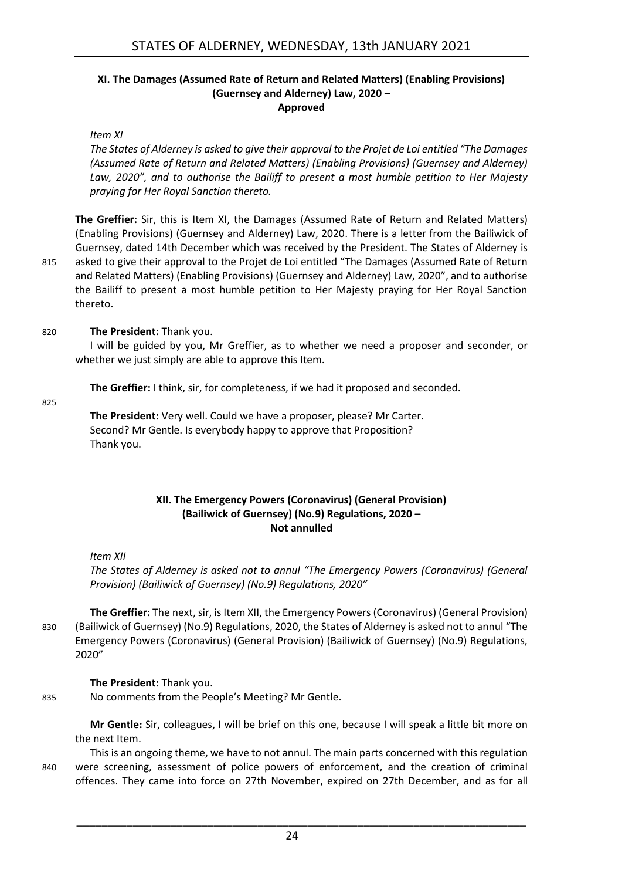### XI. The Damages (Assumed Rate of Return and Related Matters) (Enabling Provisions) (Guernsey and Alderney) Law, 2020 – Approved

*Item XI*

*The States of Alderney is asked to give their approval to the Projet de Loi entitled "The Damages (Assumed Rate of Return and Related Matters) (Enabling Provisions) (Guernsey and Alderney) Law, 2020", and to authorise the Bailiff to present a most humble petition to Her Majesty praying for Her Royal Sanction thereto.*

**The Greffier:** Sir, this is Item XI, the Damages (Assumed Rate of Return and Related Matters) (Enabling Provisions) (Guernsey and Alderney) Law, 2020. There is a letter from the Bailiwick of Guernsey, dated 14th December which was received by the President. The States of Alderney is asked to give their approval to the Projet de Loi entitled "The Damages (Assumed Rate of Return and Related Matters) (Enabling Provisions) (Guernsey and Alderney) Law, 2020", and to authorise the Bailiff to present a most humble petition to Her Majesty praying for Her Royal Sanction thereto.

**The President:** Thank you.

I will be guided by you, Mr Greffier, as to whether we need a proposer and seconder, or whether we just simply are able to approve this Item.

**The Greffier:** I think, sir, for completeness, if we had it proposed and seconded.

**The President:** Very well. Could we have a proposer, please? Mr Carter.
Second? Mr Gentle. Is everybody happy to approve that Proposition?
Thank you.

### XII. The Emergency Powers (Coronavirus) (General Provision) (Bailiwick of Guernsey) (No.9) Regulations, 2020 – Not annulled

*Item XII*

*The States of Alderney is asked not to annul "The Emergency Powers (Coronavirus) (General Provision) (Bailiwick of Guernsey) (No.9) Regulations, 2020"*

**The Greffier:** The next, sir, is Item XII, the Emergency Powers (Coronavirus) (General Provision) (Bailiwick of Guernsey) (No.9) Regulations, 2020, the States of Alderney is asked not to annul "The Emergency Powers (Coronavirus) (General Provision) (Bailiwick of Guernsey) (No.9) Regulations, 2020"

**The President:** Thank you.

No comments from the People's Meeting? Mr Gentle.

**Mr Gentle:** Sir, colleagues, I will be brief on this one, because I will speak a little bit more on the next Item.

This is an ongoing theme, we have to not annul. The main parts concerned with this regulation were screening, assessment of police powers of enforcement, and the creation of criminal offences. They came into force on 27th November, expired on 27th December, and as for all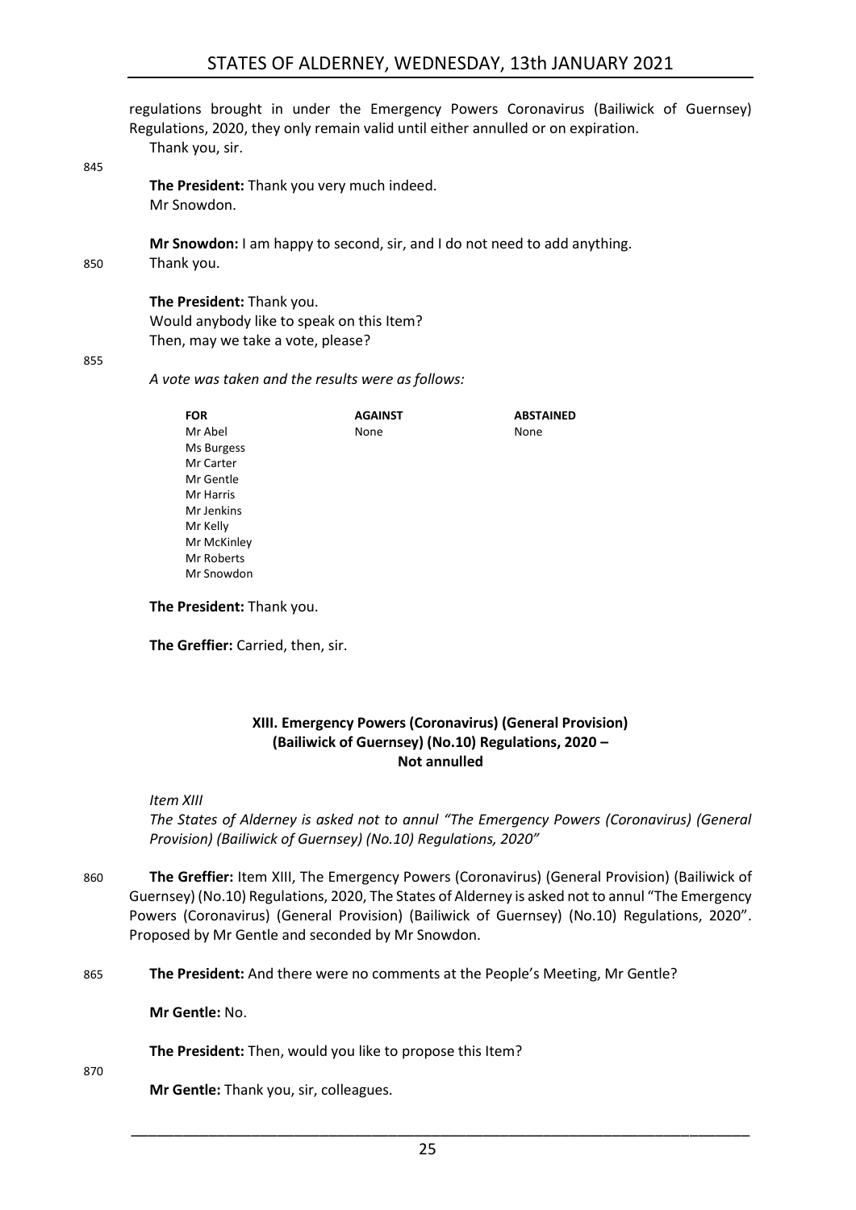regulations brought in under the Emergency Powers Coronavirus (Bailiwick of Guernsey) Regulations, 2020, they only remain valid until either annulled or on expiration.

Thank you, sir.

**The President:** Thank you very much indeed.

Mr Snowdon.

**Mr Snowdon:** I am happy to second, sir, and I do not need to add anything.

Thank you.

**The President:** Thank you.

Would anybody like to speak on this Item?

Then, may we take a vote, please?

*A vote was taken and the results were as follows:*

| FOR | AGAINST | ABSTAINED |
|---|---|---|
| Mr Abel | None | None |
| Ms Burgess | | |
| Mr Carter | | |
| Mr Gentle | | |
| Mr Harris | | |
| Mr Jenkins | | |
| Mr Kelly | | |
| Mr McKinley | | |
| Mr Roberts | | |
| Mr Snowdon | | |

**The President:** Thank you.

**The Greffier:** Carried, then, sir.

## XIII. Emergency Powers (Coronavirus) (General Provision) (Bailiwick of Guernsey) (No.10) Regulations, 2020 – Not annulled

*Item XIII*

*The States of Alderney is asked not to annul "The Emergency Powers (Coronavirus) (General Provision) (Bailiwick of Guernsey) (No.10) Regulations, 2020"*

**The Greffier:** Item XIII, The Emergency Powers (Coronavirus) (General Provision) (Bailiwick of Guernsey) (No.10) Regulations, 2020, The States of Alderney is asked not to annul "The Emergency Powers (Coronavirus) (General Provision) (Bailiwick of Guernsey) (No.10) Regulations, 2020". Proposed by Mr Gentle and seconded by Mr Snowdon.

**The President:** And there were no comments at the People's Meeting, Mr Gentle?

**Mr Gentle:** No.

**The President:** Then, would you like to propose this Item?

**Mr Gentle:** Thank you, sir, colleagues.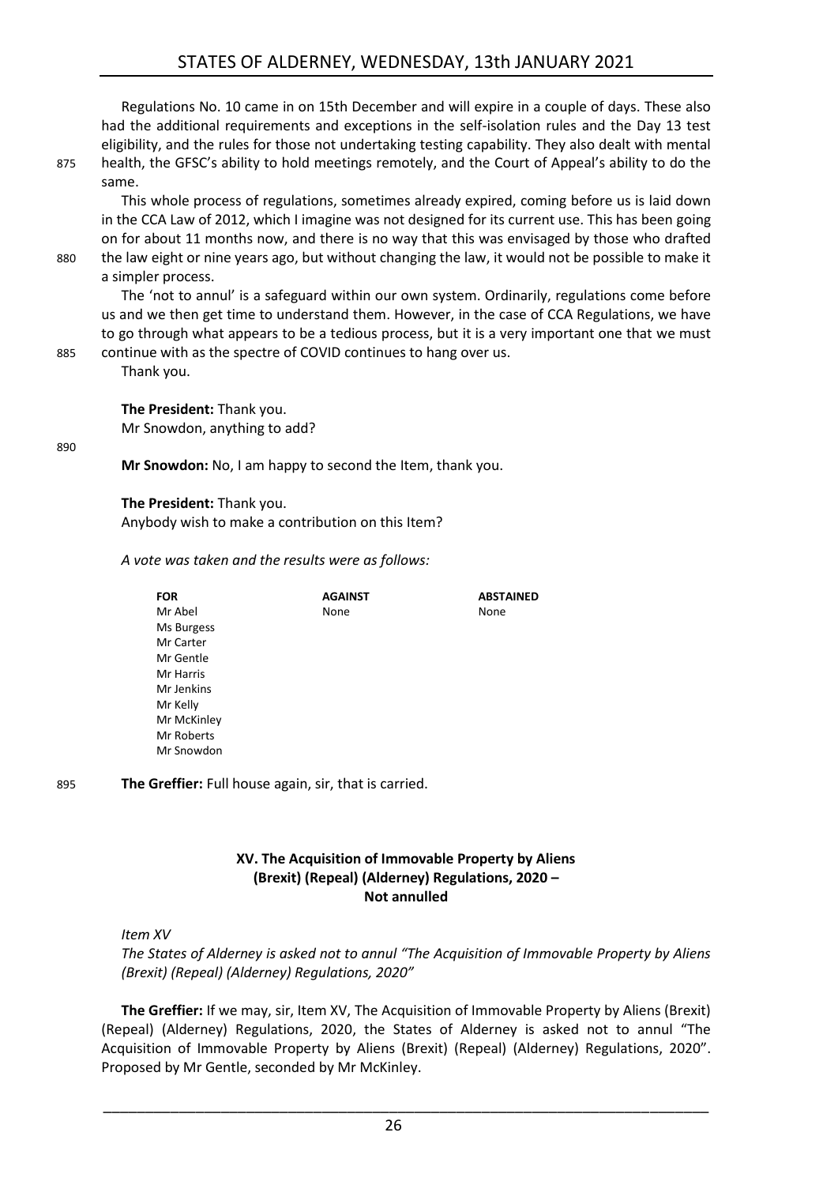Regulations No. 10 came in on 15th December and will expire in a couple of days. These also had the additional requirements and exceptions in the self-isolation rules and the Day 13 test eligibility, and the rules for those not undertaking testing capability. They also dealt with mental health, the GFSC's ability to hold meetings remotely, and the Court of Appeal's ability to do the same.

This whole process of regulations, sometimes already expired, coming before us is laid down in the CCA Law of 2012, which I imagine was not designed for its current use. This has been going on for about 11 months now, and there is no way that this was envisaged by those who drafted the law eight or nine years ago, but without changing the law, it would not be possible to make it a simpler process.

The 'not to annul' is a safeguard within our own system. Ordinarily, regulations come before us and we then get time to understand them. However, in the case of CCA Regulations, we have to go through what appears to be a tedious process, but it is a very important one that we must continue with as the spectre of COVID continues to hang over us.

Thank you.

**The President:** Thank you.

Mr Snowdon, anything to add?

**Mr Snowdon:** No, I am happy to second the Item, thank you.

**The President:** Thank you.

Anybody wish to make a contribution on this Item?

*A vote was taken and the results were as follows:*

| FOR | AGAINST | ABSTAINED |
|---|---|---|
| Mr Abel | None | None |
| Ms Burgess | | |
| Mr Carter | | |
| Mr Gentle | | |
| Mr Harris | | |
| Mr Jenkins | | |
| Mr Kelly | | |
| Mr McKinley | | |
| Mr Roberts | | |
| Mr Snowdon | | |

**The Greffier:** Full house again, sir, that is carried.

### XV. The Acquisition of Immovable Property by Aliens (Brexit) (Repeal) (Alderney) Regulations, 2020 – Not annulled

*Item XV*

*The States of Alderney is asked not to annul "The Acquisition of Immovable Property by Aliens (Brexit) (Repeal) (Alderney) Regulations, 2020"*

**The Greffier:** If we may, sir, Item XV, The Acquisition of Immovable Property by Aliens (Brexit) (Repeal) (Alderney) Regulations, 2020, the States of Alderney is asked not to annul "The Acquisition of Immovable Property by Aliens (Brexit) (Repeal) (Alderney) Regulations, 2020". Proposed by Mr Gentle, seconded by Mr McKinley.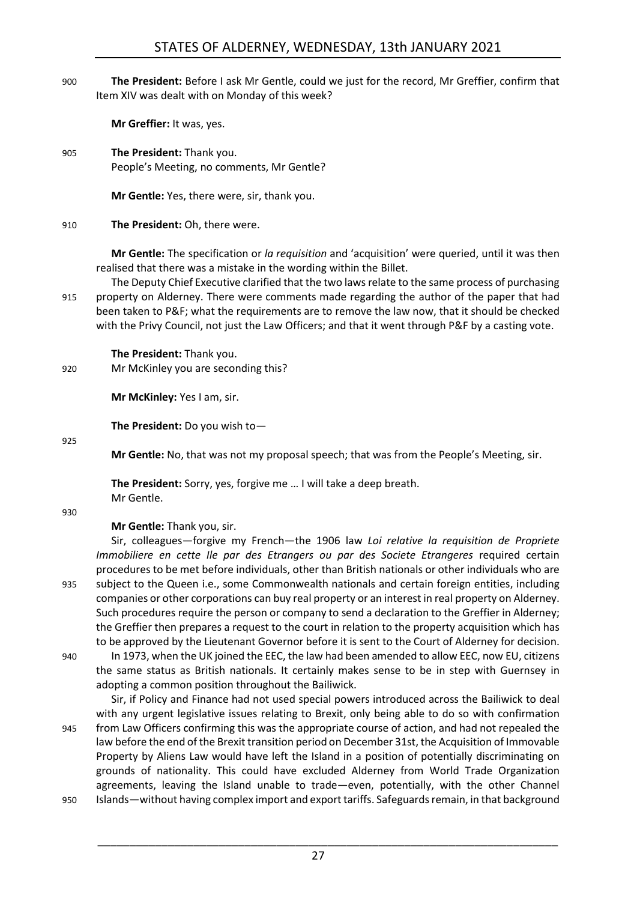**The President:** Before I ask Mr Gentle, could we just for the record, Mr Greffier, confirm that Item XIV was dealt with on Monday of this week?

**Mr Greffier:** It was, yes.

**The President:** Thank you.
People's Meeting, no comments, Mr Gentle?

**Mr Gentle:** Yes, there were, sir, thank you.

**The President:** Oh, there were.

**Mr Gentle:** The specification or *la requisition* and 'acquisition' were queried, until it was then realised that there was a mistake in the wording within the Billet.

The Deputy Chief Executive clarified that the two laws relate to the same process of purchasing property on Alderney. There were comments made regarding the author of the paper that had been taken to P&F; what the requirements are to remove the law now, that it should be checked with the Privy Council, not just the Law Officers; and that it went through P&F by a casting vote.

**The President:** Thank you.
Mr McKinley you are seconding this?

**Mr McKinley:** Yes I am, sir.

**The President:** Do you wish to—

**Mr Gentle:** No, that was not my proposal speech; that was from the People's Meeting, sir.

**The President:** Sorry, yes, forgive me … I will take a deep breath.
Mr Gentle.

**Mr Gentle:** Thank you, sir.

Sir, colleagues—forgive my French—the 1906 law *Loi relative la requisition de Propriete Immobiliere en cette Ile par des Etrangers ou par des Societe Etrangeres* required certain procedures to be met before individuals, other than British nationals or other individuals who are subject to the Queen i.e., some Commonwealth nationals and certain foreign entities, including companies or other corporations can buy real property or an interest in real property on Alderney. Such procedures require the person or company to send a declaration to the Greffier in Alderney; the Greffier then prepares a request to the court in relation to the property acquisition which has to be approved by the Lieutenant Governor before it is sent to the Court of Alderney for decision.

In 1973, when the UK joined the EEC, the law had been amended to allow EEC, now EU, citizens the same status as British nationals. It certainly makes sense to be in step with Guernsey in adopting a common position throughout the Bailiwick.

Sir, if Policy and Finance had not used special powers introduced across the Bailiwick to deal with any urgent legislative issues relating to Brexit, only being able to do so with confirmation from Law Officers confirming this was the appropriate course of action, and had not repealed the law before the end of the Brexit transition period on December 31st, the Acquisition of Immovable Property by Aliens Law would have left the Island in a position of potentially discriminating on grounds of nationality. This could have excluded Alderney from World Trade Organization agreements, leaving the Island unable to trade—even, potentially, with the other Channel Islands—without having complex import and export tariffs. Safeguards remain, in that background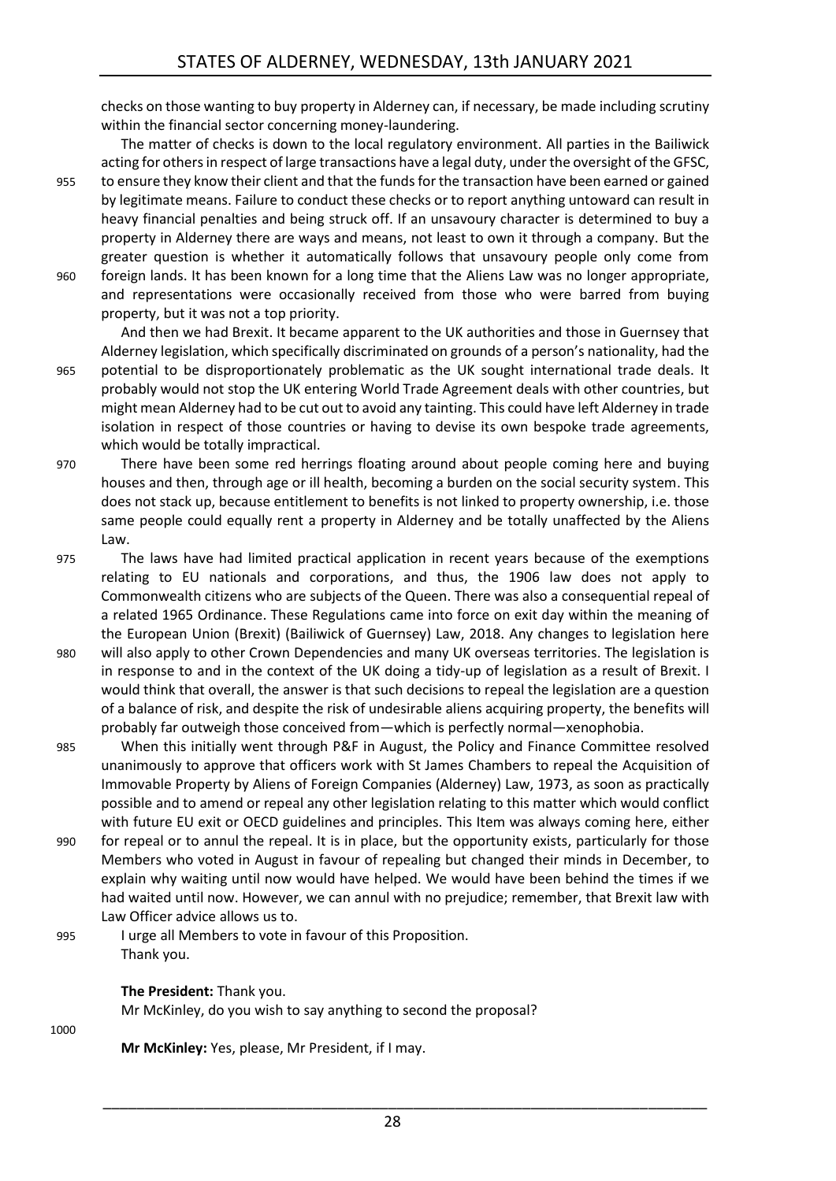checks on those wanting to buy property in Alderney can, if necessary, be made including scrutiny within the financial sector concerning money-laundering.

The matter of checks is down to the local regulatory environment. All parties in the Bailiwick acting for others in respect of large transactions have a legal duty, under the oversight of the GFSC, to ensure they know their client and that the funds for the transaction have been earned or gained by legitimate means. Failure to conduct these checks or to report anything untoward can result in heavy financial penalties and being struck off. If an unsavoury character is determined to buy a property in Alderney there are ways and means, not least to own it through a company. But the greater question is whether it automatically follows that unsavoury people only come from foreign lands. It has been known for a long time that the Aliens Law was no longer appropriate, and representations were occasionally received from those who were barred from buying property, but it was not a top priority.

And then we had Brexit. It became apparent to the UK authorities and those in Guernsey that Alderney legislation, which specifically discriminated on grounds of a person's nationality, had the potential to be disproportionately problematic as the UK sought international trade deals. It probably would not stop the UK entering World Trade Agreement deals with other countries, but might mean Alderney had to be cut out to avoid any tainting. This could have left Alderney in trade isolation in respect of those countries or having to devise its own bespoke trade agreements, which would be totally impractical.

There have been some red herrings floating around about people coming here and buying houses and then, through age or ill health, becoming a burden on the social security system. This does not stack up, because entitlement to benefits is not linked to property ownership, i.e. those same people could equally rent a property in Alderney and be totally unaffected by the Aliens Law.

The laws have had limited practical application in recent years because of the exemptions relating to EU nationals and corporations, and thus, the 1906 law does not apply to Commonwealth citizens who are subjects of the Queen. There was also a consequential repeal of a related 1965 Ordinance. These Regulations came into force on exit day within the meaning of the European Union (Brexit) (Bailiwick of Guernsey) Law, 2018. Any changes to legislation here will also apply to other Crown Dependencies and many UK overseas territories. The legislation is in response to and in the context of the UK doing a tidy-up of legislation as a result of Brexit. I would think that overall, the answer is that such decisions to repeal the legislation are a question of a balance of risk, and despite the risk of undesirable aliens acquiring property, the benefits will probably far outweigh those conceived from—which is perfectly normal—xenophobia.

When this initially went through P&F in August, the Policy and Finance Committee resolved unanimously to approve that officers work with St James Chambers to repeal the Acquisition of Immovable Property by Aliens of Foreign Companies (Alderney) Law, 1973, as soon as practically possible and to amend or repeal any other legislation relating to this matter which would conflict with future EU exit or OECD guidelines and principles. This Item was always coming here, either for repeal or to annul the repeal. It is in place, but the opportunity exists, particularly for those Members who voted in August in favour of repealing but changed their minds in December, to explain why waiting until now would have helped. We would have been behind the times if we had waited until now. However, we can annul with no prejudice; remember, that Brexit law with Law Officer advice allows us to.

I urge all Members to vote in favour of this Proposition.
Thank you.

**The President:** Thank you.
Mr McKinley, do you wish to say anything to second the proposal?

**Mr McKinley:** Yes, please, Mr President, if I may.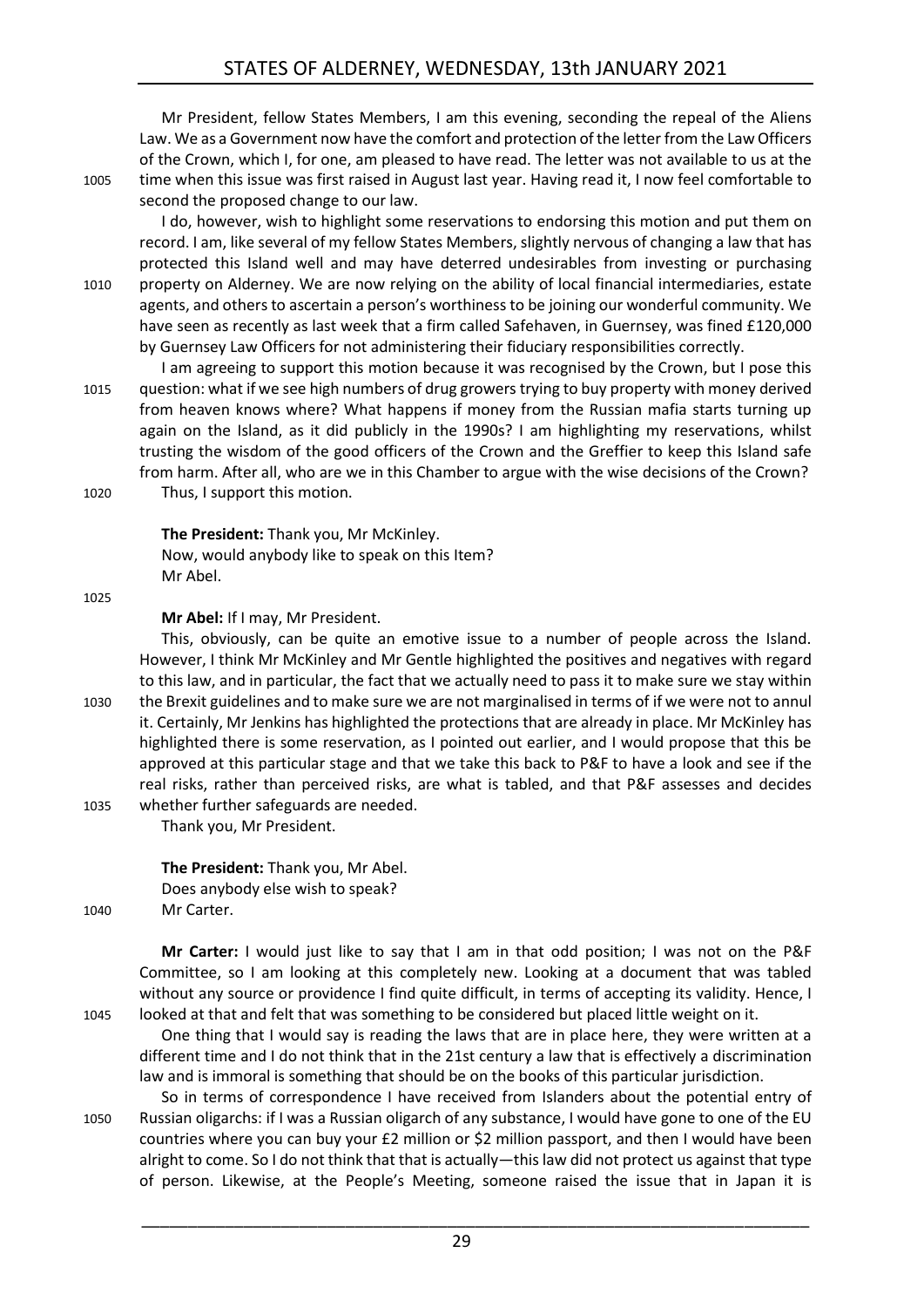Mr President, fellow States Members, I am this evening, seconding the repeal of the Aliens Law. We as a Government now have the comfort and protection of the letter from the Law Officers of the Crown, which I, for one, am pleased to have read. The letter was not available to us at the time when this issue was first raised in August last year. Having read it, I now feel comfortable to second the proposed change to our law.

I do, however, wish to highlight some reservations to endorsing this motion and put them on record. I am, like several of my fellow States Members, slightly nervous of changing a law that has protected this Island well and may have deterred undesirables from investing or purchasing property on Alderney. We are now relying on the ability of local financial intermediaries, estate agents, and others to ascertain a person's worthiness to be joining our wonderful community. We have seen as recently as last week that a firm called Safehaven, in Guernsey, was fined £120,000 by Guernsey Law Officers for not administering their fiduciary responsibilities correctly.

I am agreeing to support this motion because it was recognised by the Crown, but I pose this question: what if we see high numbers of drug growers trying to buy property with money derived from heaven knows where? What happens if money from the Russian mafia starts turning up again on the Island, as it did publicly in the 1990s? I am highlighting my reservations, whilst trusting the wisdom of the good officers of the Crown and the Greffier to keep this Island safe from harm. After all, who are we in this Chamber to argue with the wise decisions of the Crown? Thus, I support this motion.

**The President:** Thank you, Mr McKinley.
Now, would anybody like to speak on this Item?
Mr Abel.

**Mr Abel:** If I may, Mr President.

This, obviously, can be quite an emotive issue to a number of people across the Island. However, I think Mr McKinley and Mr Gentle highlighted the positives and negatives with regard to this law, and in particular, the fact that we actually need to pass it to make sure we stay within the Brexit guidelines and to make sure we are not marginalised in terms of if we were not to annul it. Certainly, Mr Jenkins has highlighted the protections that are already in place. Mr McKinley has highlighted there is some reservation, as I pointed out earlier, and I would propose that this be approved at this particular stage and that we take this back to P&F to have a look and see if the real risks, rather than perceived risks, are what is tabled, and that P&F assesses and decides whether further safeguards are needed.

Thank you, Mr President.

**The President:** Thank you, Mr Abel.
Does anybody else wish to speak?
Mr Carter.

**Mr Carter:** I would just like to say that I am in that odd position; I was not on the P&F Committee, so I am looking at this completely new. Looking at a document that was tabled without any source or providence I find quite difficult, in terms of accepting its validity. Hence, I looked at that and felt that was something to be considered but placed little weight on it.

One thing that I would say is reading the laws that are in place here, they were written at a different time and I do not think that in the 21st century a law that is effectively a discrimination law and is immoral is something that should be on the books of this particular jurisdiction.

So in terms of correspondence I have received from Islanders about the potential entry of Russian oligarchs: if I was a Russian oligarch of any substance, I would have gone to one of the EU countries where you can buy your £2 million or $2 million passport, and then I would have been alright to come. So I do not think that that is actually—this law did not protect us against that type of person. Likewise, at the People's Meeting, someone raised the issue that in Japan it is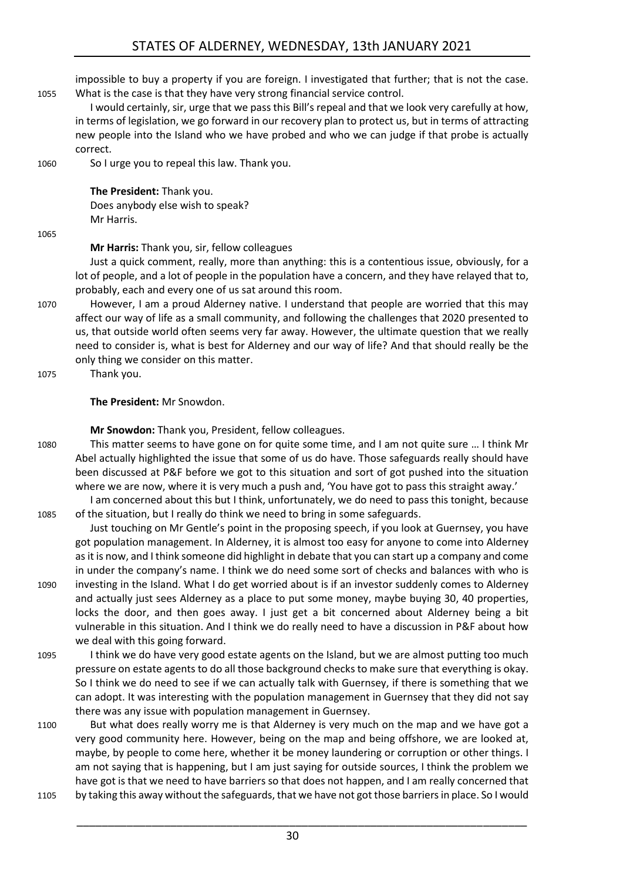impossible to buy a property if you are foreign. I investigated that further; that is not the case. What is the case is that they have very strong financial service control.

I would certainly, sir, urge that we pass this Bill's repeal and that we look very carefully at how, in terms of legislation, we go forward in our recovery plan to protect us, but in terms of attracting new people into the Island who we have probed and who we can judge if that probe is actually correct.

So I urge you to repeal this law. Thank you.

**The President:** Thank you.
Does anybody else wish to speak?
Mr Harris.

**Mr Harris:** Thank you, sir, fellow colleagues

Just a quick comment, really, more than anything: this is a contentious issue, obviously, for a lot of people, and a lot of people in the population have a concern, and they have relayed that to, probably, each and every one of us sat around this room.

However, I am a proud Alderney native. I understand that people are worried that this may affect our way of life as a small community, and following the challenges that 2020 presented to us, that outside world often seems very far away. However, the ultimate question that we really need to consider is, what is best for Alderney and our way of life? And that should really be the only thing we consider on this matter.

Thank you.

**The President:** Mr Snowdon.

**Mr Snowdon:** Thank you, President, fellow colleagues.

This matter seems to have gone on for quite some time, and I am not quite sure … I think Mr Abel actually highlighted the issue that some of us do have. Those safeguards really should have been discussed at P&F before we got to this situation and sort of got pushed into the situation where we are now, where it is very much a push and, 'You have got to pass this straight away.'

I am concerned about this but I think, unfortunately, we do need to pass this tonight, because of the situation, but I really do think we need to bring in some safeguards.

Just touching on Mr Gentle's point in the proposing speech, if you look at Guernsey, you have got population management. In Alderney, it is almost too easy for anyone to come into Alderney as it is now, and I think someone did highlight in debate that you can start up a company and come in under the company's name. I think we do need some sort of checks and balances with who is investing in the Island. What I do get worried about is if an investor suddenly comes to Alderney and actually just sees Alderney as a place to put some money, maybe buying 30, 40 properties, locks the door, and then goes away. I just get a bit concerned about Alderney being a bit vulnerable in this situation. And I think we do really need to have a discussion in P&F about how we deal with this going forward.

I think we do have very good estate agents on the Island, but we are almost putting too much pressure on estate agents to do all those background checks to make sure that everything is okay. So I think we do need to see if we can actually talk with Guernsey, if there is something that we can adopt. It was interesting with the population management in Guernsey that they did not say there was any issue with population management in Guernsey.

But what does really worry me is that Alderney is very much on the map and we have got a very good community here. However, being on the map and being offshore, we are looked at, maybe, by people to come here, whether it be money laundering or corruption or other things. I am not saying that is happening, but I am just saying for outside sources, I think the problem we have got is that we need to have barriers so that does not happen, and I am really concerned that by taking this away without the safeguards, that we have not got those barriers in place. So I would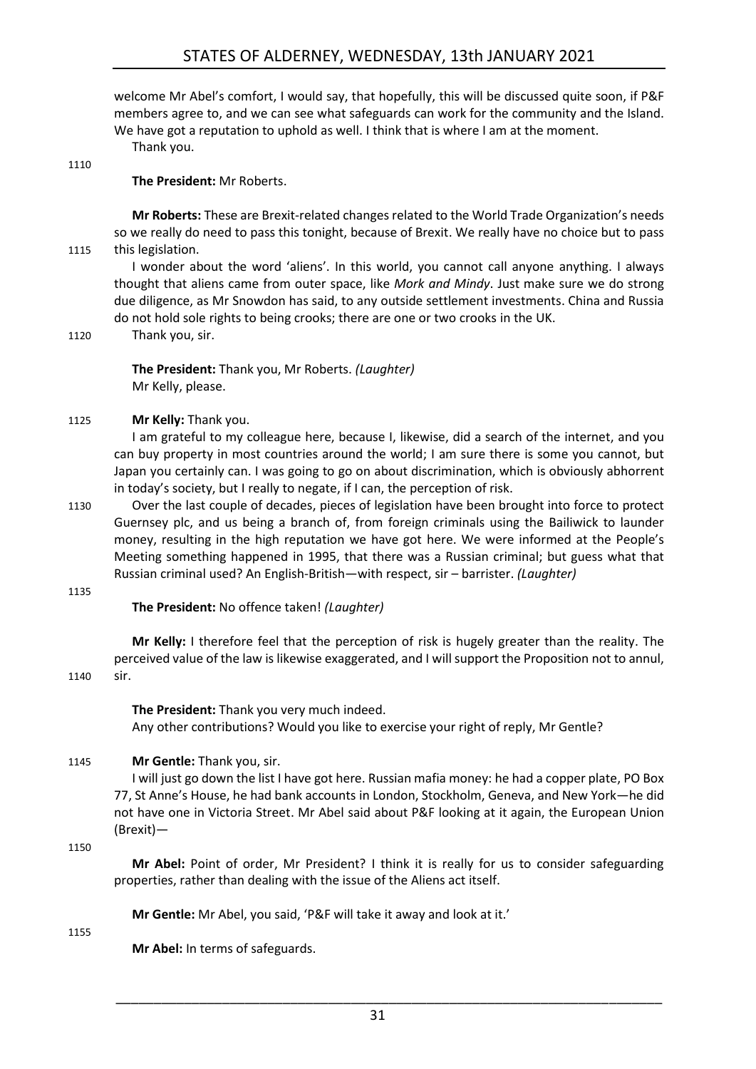welcome Mr Abel's comfort, I would say, that hopefully, this will be discussed quite soon, if P&F members agree to, and we can see what safeguards can work for the community and the Island. We have got a reputation to uphold as well. I think that is where I am at the moment.

Thank you.

**The President:** Mr Roberts.

**Mr Roberts:** These are Brexit-related changes related to the World Trade Organization's needs so we really do need to pass this tonight, because of Brexit. We really have no choice but to pass this legislation.

I wonder about the word 'aliens'. In this world, you cannot call anyone anything. I always thought that aliens came from outer space, like *Mork and Mindy*. Just make sure we do strong due diligence, as Mr Snowdon has said, to any outside settlement investments. China and Russia do not hold sole rights to being crooks; there are one or two crooks in the UK.

Thank you, sir.

**The President:** Thank you, Mr Roberts. *(Laughter)*
Mr Kelly, please.

**Mr Kelly:** Thank you.

I am grateful to my colleague here, because I, likewise, did a search of the internet, and you can buy property in most countries around the world; I am sure there is some you cannot, but Japan you certainly can. I was going to go on about discrimination, which is obviously abhorrent in today's society, but I really to negate, if I can, the perception of risk.

Over the last couple of decades, pieces of legislation have been brought into force to protect Guernsey plc, and us being a branch of, from foreign criminals using the Bailiwick to launder money, resulting in the high reputation we have got here. We were informed at the People's Meeting something happened in 1995, that there was a Russian criminal; but guess what that Russian criminal used? An English-British—with respect, sir – barrister. *(Laughter)*

**The President:** No offence taken! *(Laughter)*

**Mr Kelly:** I therefore feel that the perception of risk is hugely greater than the reality. The perceived value of the law is likewise exaggerated, and I will support the Proposition not to annul, sir.

**The President:** Thank you very much indeed.
Any other contributions? Would you like to exercise your right of reply, Mr Gentle?

**Mr Gentle:** Thank you, sir.

I will just go down the list I have got here. Russian mafia money: he had a copper plate, PO Box 77, St Anne's House, he had bank accounts in London, Stockholm, Geneva, and New York—he did not have one in Victoria Street. Mr Abel said about P&F looking at it again, the European Union (Brexit)—

**Mr Abel:** Point of order, Mr President? I think it is really for us to consider safeguarding properties, rather than dealing with the issue of the Aliens act itself.

**Mr Gentle:** Mr Abel, you said, 'P&F will take it away and look at it.'

**Mr Abel:** In terms of safeguards.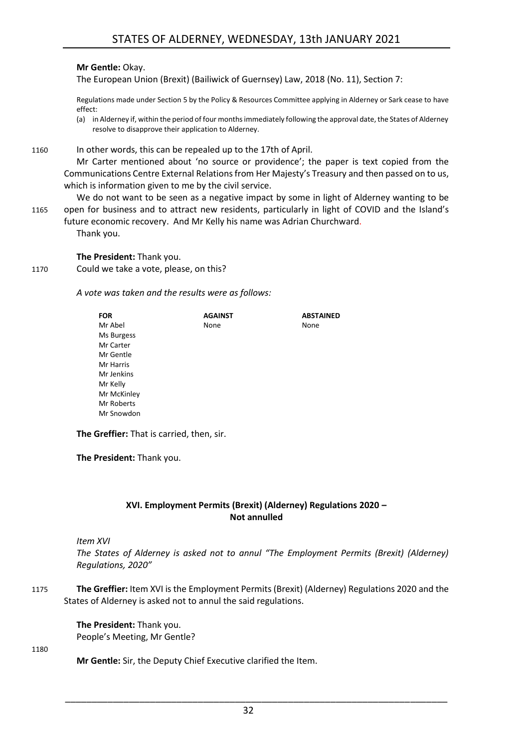**Mr Gentle:** Okay.

The European Union (Brexit) (Bailiwick of Guernsey) Law, 2018 (No. 11), Section 7:

> Regulations made under Section 5 by the Policy & Resources Committee applying in Alderney or Sark cease to have effect:
>
> (a) in Alderney if, within the period of four months immediately following the approval date, the States of Alderney resolve to disapprove their application to Alderney.

1160 In other words, this can be repealed up to the 17th of April.

Mr Carter mentioned about 'no source or providence'; the paper is text copied from the Communications Centre External Relations from Her Majesty's Treasury and then passed on to us, which is information given to me by the civil service.

We do not want to be seen as a negative impact by some in light of Alderney wanting to be 1165 open for business and to attract new residents, particularly in light of COVID and the Island's future economic recovery. And Mr Kelly his name was Adrian Churchward.

Thank you.

**The President:** Thank you.

1170 Could we take a vote, please, on this?

*A vote was taken and the results were as follows:*

| FOR | AGAINST | ABSTAINED |
|---|---|---|
| Mr Abel | None | None |
| Ms Burgess | | |
| Mr Carter | | |
| Mr Gentle | | |
| Mr Harris | | |
| Mr Jenkins | | |
| Mr Kelly | | |
| Mr McKinley | | |
| Mr Roberts | | |
| Mr Snowdon | | |

**The Greffier:** That is carried, then, sir.

**The President:** Thank you.

## XVI. Employment Permits (Brexit) (Alderney) Regulations 2020 – Not annulled

*Item XVI*

*The States of Alderney is asked not to annul "The Employment Permits (Brexit) (Alderney) Regulations, 2020"*

1175 **The Greffier:** Item XVI is the Employment Permits (Brexit) (Alderney) Regulations 2020 and the States of Alderney is asked not to annul the said regulations.

**The President:** Thank you.

People's Meeting, Mr Gentle?

1180

**Mr Gentle:** Sir, the Deputy Chief Executive clarified the Item.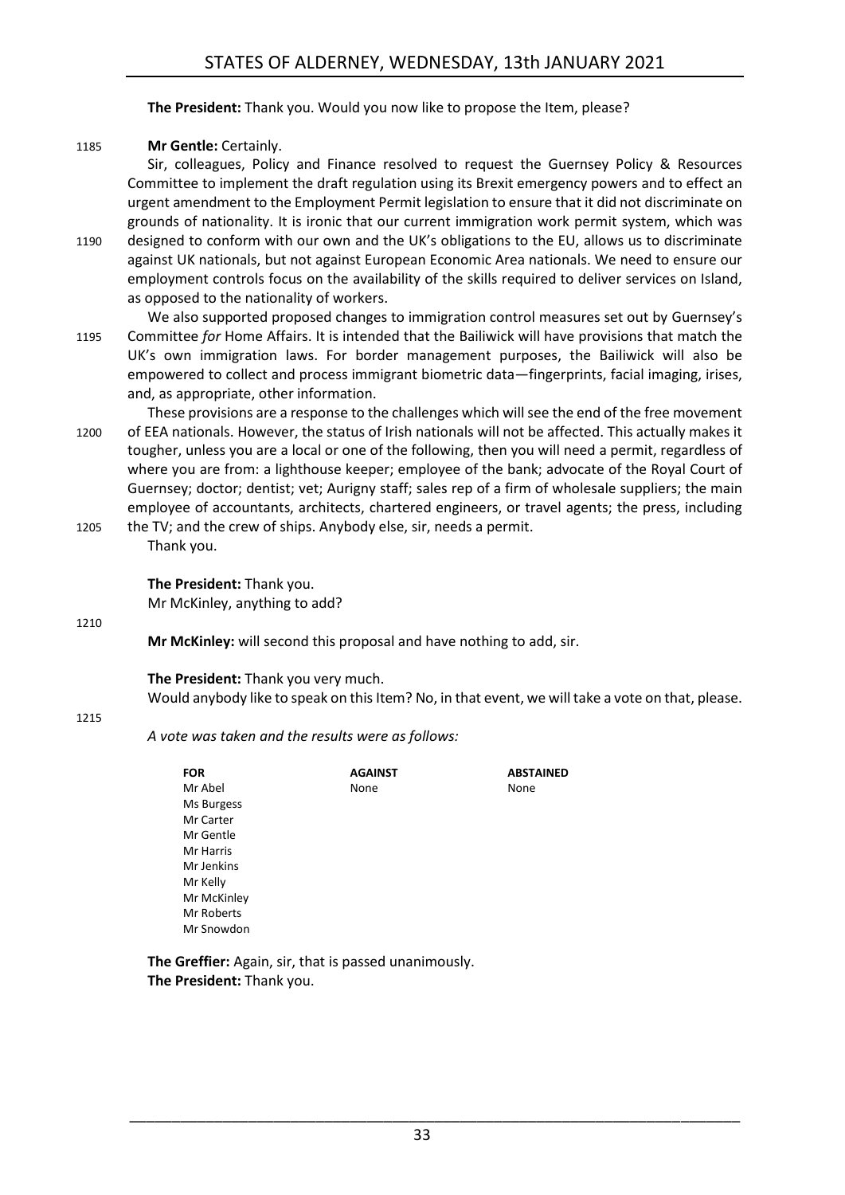**The President:** Thank you. Would you now like to propose the Item, please?

1185 **Mr Gentle:** Certainly.

Sir, colleagues, Policy and Finance resolved to request the Guernsey Policy & Resources Committee to implement the draft regulation using its Brexit emergency powers and to effect an urgent amendment to the Employment Permit legislation to ensure that it did not discriminate on grounds of nationality. It is ironic that our current immigration work permit system, which was 1190 designed to conform with our own and the UK's obligations to the EU, allows us to discriminate against UK nationals, but not against European Economic Area nationals. We need to ensure our employment controls focus on the availability of the skills required to deliver services on Island, as opposed to the nationality of workers.

We also supported proposed changes to immigration control measures set out by Guernsey's 1195 Committee *for* Home Affairs. It is intended that the Bailiwick will have provisions that match the UK's own immigration laws. For border management purposes, the Bailiwick will also be empowered to collect and process immigrant biometric data—fingerprints, facial imaging, irises, and, as appropriate, other information.

These provisions are a response to the challenges which will see the end of the free movement 1200 of EEA nationals. However, the status of Irish nationals will not be affected. This actually makes it tougher, unless you are a local or one of the following, then you will need a permit, regardless of where you are from: a lighthouse keeper; employee of the bank; advocate of the Royal Court of Guernsey; doctor; dentist; vet; Aurigny staff; sales rep of a firm of wholesale suppliers; the main employee of accountants, architects, chartered engineers, or travel agents; the press, including 1205 the TV; and the crew of ships. Anybody else, sir, needs a permit.

Thank you.

**The President:** Thank you.
Mr McKinley, anything to add?

1210

**Mr McKinley:** will second this proposal and have nothing to add, sir.

**The President:** Thank you very much.
Would anybody like to speak on this Item? No, in that event, we will take a vote on that, please.

1215

*A vote was taken and the results were as follows:*

| FOR | AGAINST | ABSTAINED |
|---|---|---|
| Mr Abel | None | None |
| Ms Burgess | | |
| Mr Carter | | |
| Mr Gentle | | |
| Mr Harris | | |
| Mr Jenkins | | |
| Mr Kelly | | |
| Mr McKinley | | |
| Mr Roberts | | |
| Mr Snowdon | | |

**The Greffier:** Again, sir, that is passed unanimously.
**The President:** Thank you.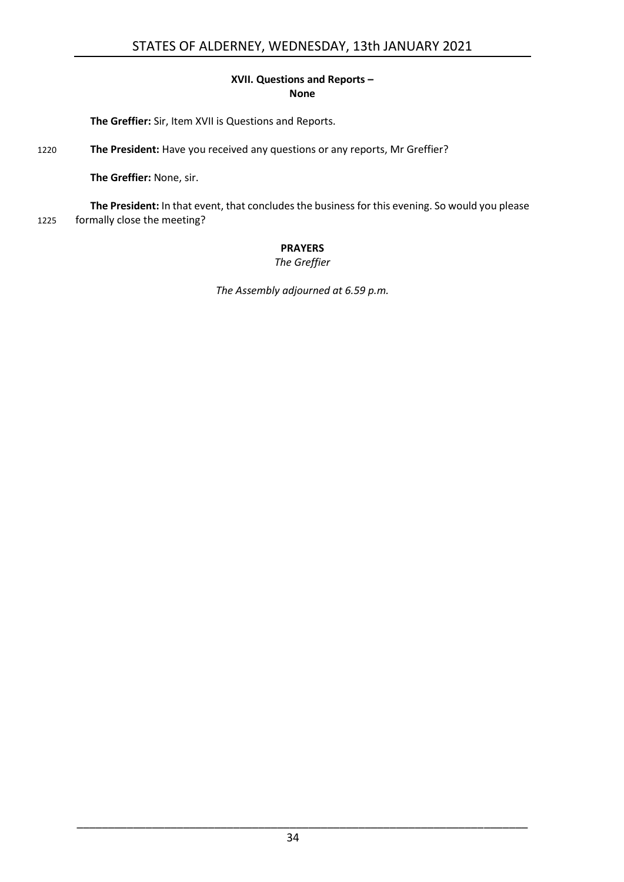### XVII. Questions and Reports – None

**The Greffier:** Sir, Item XVII is Questions and Reports.

1220 **The President:** Have you received any questions or any reports, Mr Greffier?

**The Greffier:** None, sir.

**The President:** In that event, that concludes the business for this evening. So would you please
1225 formally close the meeting?

**PRAYERS**

*The Greffier*

*The Assembly adjourned at 6.59 p.m.*